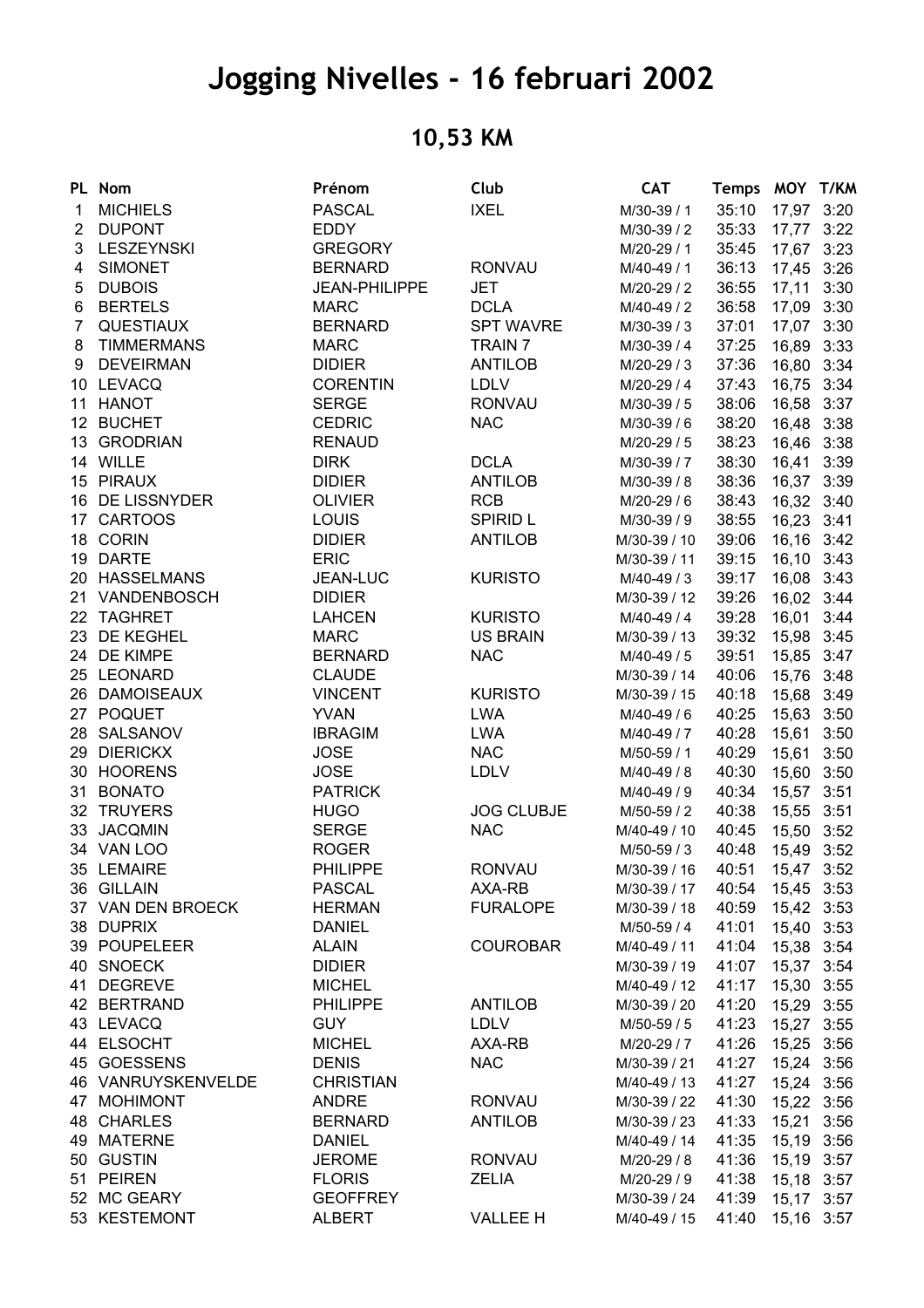# Jogging Nivelles - 16 februari 2002

## 10,53 KM

| PL | Nom | Prénom | Club | CAT | Temps | MOY | T/KM |
|---|---|---|---|---|---|---|---|
| 1 | MICHIELS | PASCAL | IXEL | M/30-39 / 1 | 35:10 | 17,97 | 3:20 |
| 2 | DUPONT | EDDY | | M/30-39 / 2 | 35:33 | 17,77 | 3:22 |
| 3 | LESZEYNSKI | GREGORY | | M/20-29 / 1 | 35:45 | 17,67 | 3:23 |
| 4 | SIMONET | BERNARD | RONVAU | M/40-49 / 1 | 36:13 | 17,45 | 3:26 |
| 5 | DUBOIS | JEAN-PHILIPPE | JET | M/20-29 / 2 | 36:55 | 17,11 | 3:30 |
| 6 | BERTELS | MARC | DCLA | M/40-49 / 2 | 36:58 | 17,09 | 3:30 |
| 7 | QUESTIAUX | BERNARD | SPT WAVRE | M/30-39 / 3 | 37:01 | 17,07 | 3:30 |
| 8 | TIMMERMANS | MARC | TRAIN 7 | M/30-39 / 4 | 37:25 | 16,89 | 3:33 |
| 9 | DEVEIRMAN | DIDIER | ANTILOB | M/20-29 / 3 | 37:36 | 16,80 | 3:34 |
| 10 | LEVACQ | CORENTIN | LDLV | M/20-29 / 4 | 37:43 | 16,75 | 3:34 |
| 11 | HANOT | SERGE | RONVAU | M/30-39 / 5 | 38:06 | 16,58 | 3:37 |
| 12 | BUCHET | CEDRIC | NAC | M/30-39 / 6 | 38:20 | 16,48 | 3:38 |
| 13 | GRODRIAN | RENAUD | | M/20-29 / 5 | 38:23 | 16,46 | 3:38 |
| 14 | WILLE | DIRK | DCLA | M/30-39 / 7 | 38:30 | 16,41 | 3:39 |
| 15 | PIRAUX | DIDIER | ANTILOB | M/30-39 / 8 | 38:36 | 16,37 | 3:39 |
| 16 | DE LISSNYDER | OLIVIER | RCB | M/20-29 / 6 | 38:43 | 16,32 | 3:40 |
| 17 | CARTOOS | LOUIS | SPIRID L | M/30-39 / 9 | 38:55 | 16,23 | 3:41 |
| 18 | CORIN | DIDIER | ANTILOB | M/30-39 / 10 | 39:06 | 16,16 | 3:42 |
| 19 | DARTE | ERIC | | M/30-39 / 11 | 39:15 | 16,10 | 3:43 |
| 20 | HASSELMANS | JEAN-LUC | KURISTO | M/40-49 / 3 | 39:17 | 16,08 | 3:43 |
| 21 | VANDENBOSCH | DIDIER | | M/30-39 / 12 | 39:26 | 16,02 | 3:44 |
| 22 | TAGHRET | LAHCEN | KURISTO | M/40-49 / 4 | 39:28 | 16,01 | 3:44 |
| 23 | DE KEGHEL | MARC | US BRAIN | M/30-39 / 13 | 39:32 | 15,98 | 3:45 |
| 24 | DE KIMPE | BERNARD | NAC | M/40-49 / 5 | 39:51 | 15,85 | 3:47 |
| 25 | LEONARD | CLAUDE | | M/30-39 / 14 | 40:06 | 15,76 | 3:48 |
| 26 | DAMOISEAUX | VINCENT | KURISTO | M/30-39 / 15 | 40:18 | 15,68 | 3:49 |
| 27 | POQUET | YVAN | LWA | M/40-49 / 6 | 40:25 | 15,63 | 3:50 |
| 28 | SALSANOV | IBRAGIM | LWA | M/40-49 / 7 | 40:28 | 15,61 | 3:50 |
| 29 | DIERICKX | JOSE | NAC | M/50-59 / 1 | 40:29 | 15,61 | 3:50 |
| 30 | HOORENS | JOSE | LDLV | M/40-49 / 8 | 40:30 | 15,60 | 3:50 |
| 31 | BONATO | PATRICK | | M/40-49 / 9 | 40:34 | 15,57 | 3:51 |
| 32 | TRUYERS | HUGO | JOG CLUBJE | M/50-59 / 2 | 40:38 | 15,55 | 3:51 |
| 33 | JACQMIN | SERGE | NAC | M/40-49 / 10 | 40:45 | 15,50 | 3:52 |
| 34 | VAN LOO | ROGER | | M/50-59 / 3 | 40:48 | 15,49 | 3:52 |
| 35 | LEMAIRE | PHILIPPE | RONVAU | M/30-39 / 16 | 40:51 | 15,47 | 3:52 |
| 36 | GILLAIN | PASCAL | AXA-RB | M/30-39 / 17 | 40:54 | 15,45 | 3:53 |
| 37 | VAN DEN BROECK | HERMAN | FURALOPE | M/30-39 / 18 | 40:59 | 15,42 | 3:53 |
| 38 | DUPRIX | DANIEL | | M/50-59 / 4 | 41:01 | 15,40 | 3:53 |
| 39 | POUPELEER | ALAIN | COUROBAR | M/40-49 / 11 | 41:04 | 15,38 | 3:54 |
| 40 | SNOECK | DIDIER | | M/30-39 / 19 | 41:07 | 15,37 | 3:54 |
| 41 | DEGREVE | MICHEL | | M/40-49 / 12 | 41:17 | 15,30 | 3:55 |
| 42 | BERTRAND | PHILIPPE | ANTILOB | M/30-39 / 20 | 41:20 | 15,29 | 3:55 |
| 43 | LEVACQ | GUY | LDLV | M/50-59 / 5 | 41:23 | 15,27 | 3:55 |
| 44 | ELSOCHT | MICHEL | AXA-RB | M/20-29 / 7 | 41:26 | 15,25 | 3:56 |
| 45 | GOESSENS | DENIS | NAC | M/30-39 / 21 | 41:27 | 15,24 | 3:56 |
| 46 | VANRUYSKENVELDE | CHRISTIAN | | M/40-49 / 13 | 41:27 | 15,24 | 3:56 |
| 47 | MOHIMONT | ANDRE | RONVAU | M/30-39 / 22 | 41:30 | 15,22 | 3:56 |
| 48 | CHARLES | BERNARD | ANTILOB | M/30-39 / 23 | 41:33 | 15,21 | 3:56 |
| 49 | MATERNE | DANIEL | | M/40-49 / 14 | 41:35 | 15,19 | 3:56 |
| 50 | GUSTIN | JEROME | RONVAU | M/20-29 / 8 | 41:36 | 15,19 | 3:57 |
| 51 | PEIREN | FLORIS | ZELIA | M/20-29 / 9 | 41:38 | 15,18 | 3:57 |
| 52 | MC GEARY | GEOFFREY | | M/30-39 / 24 | 41:39 | 15,17 | 3:57 |
| 53 | KESTEMONT | ALBERT | VALLEE H | M/40-49 / 15 | 41:40 | 15,16 | 3:57 |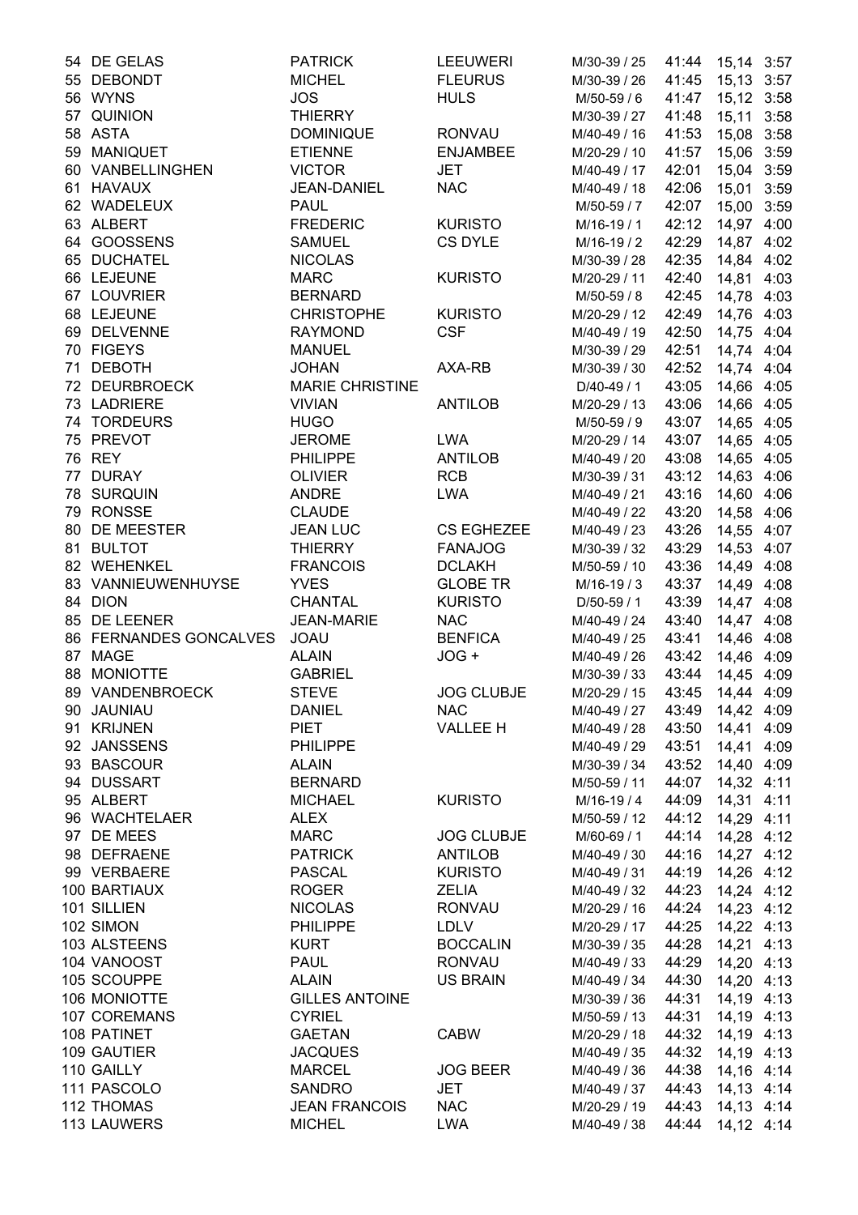| | | | | | | | |
|---|---|---|---|---|---|---|---|
| 54 | DE GELAS | PATRICK | LEEUWERI | M/30-39 / 25 | 41:44 | 15,14 | 3:57 |
| 55 | DEBONDT | MICHEL | FLEURUS | M/30-39 / 26 | 41:45 | 15,13 | 3:57 |
| 56 | WYNS | JOS | HULS | M/50-59 / 6 | 41:47 | 15,12 | 3:58 |
| 57 | QUINION | THIERRY | | M/30-39 / 27 | 41:48 | 15,11 | 3:58 |
| 58 | ASTA | DOMINIQUE | RONVAU | M/40-49 / 16 | 41:53 | 15,08 | 3:58 |
| 59 | MANIQUET | ETIENNE | ENJAMBEE | M/20-29 / 10 | 41:57 | 15,06 | 3:59 |
| 60 | VANBELLINGHEN | VICTOR | JET | M/40-49 / 17 | 42:01 | 15,04 | 3:59 |
| 61 | HAVAUX | JEAN-DANIEL | NAC | M/40-49 / 18 | 42:06 | 15,01 | 3:59 |
| 62 | WADELEUX | PAUL | | M/50-59 / 7 | 42:07 | 15,00 | 3:59 |
| 63 | ALBERT | FREDERIC | KURISTO | M/16-19 / 1 | 42:12 | 14,97 | 4:00 |
| 64 | GOOSSENS | SAMUEL | CS DYLE | M/16-19 / 2 | 42:29 | 14,87 | 4:02 |
| 65 | DUCHATEL | NICOLAS | | M/30-39 / 28 | 42:35 | 14,84 | 4:02 |
| 66 | LEJEUNE | MARC | KURISTO | M/20-29 / 11 | 42:40 | 14,81 | 4:03 |
| 67 | LOUVRIER | BERNARD | | M/50-59 / 8 | 42:45 | 14,78 | 4:03 |
| 68 | LEJEUNE | CHRISTOPHE | KURISTO | M/20-29 / 12 | 42:49 | 14,76 | 4:03 |
| 69 | DELVENNE | RAYMOND | CSF | M/40-49 / 19 | 42:50 | 14,75 | 4:04 |
| 70 | FIGEYS | MANUEL | | M/30-39 / 29 | 42:51 | 14,74 | 4:04 |
| 71 | DEBOTH | JOHAN | AXA-RB | M/30-39 / 30 | 42:52 | 14,74 | 4:04 |
| 72 | DEURBROECK | MARIE CHRISTINE | | D/40-49 / 1 | 43:05 | 14,66 | 4:05 |
| 73 | LADRIERE | VIVIAN | ANTILOB | M/20-29 / 13 | 43:06 | 14,66 | 4:05 |
| 74 | TORDEURS | HUGO | | M/50-59 / 9 | 43:07 | 14,65 | 4:05 |
| 75 | PREVOT | JEROME | LWA | M/20-29 / 14 | 43:07 | 14,65 | 4:05 |
| 76 | REY | PHILIPPE | ANTILOB | M/40-49 / 20 | 43:08 | 14,65 | 4:05 |
| 77 | DURAY | OLIVIER | RCB | M/30-39 / 31 | 43:12 | 14,63 | 4:06 |
| 78 | SURQUIN | ANDRE | LWA | M/40-49 / 21 | 43:16 | 14,60 | 4:06 |
| 79 | RONSSE | CLAUDE | | M/40-49 / 22 | 43:20 | 14,58 | 4:06 |
| 80 | DE MEESTER | JEAN LUC | CS EGHEZEE | M/40-49 / 23 | 43:26 | 14,55 | 4:07 |
| 81 | BULTOT | THIERRY | FANAJOG | M/30-39 / 32 | 43:29 | 14,53 | 4:07 |
| 82 | WEHENKEL | FRANCOIS | DCLAKH | M/50-59 / 10 | 43:36 | 14,49 | 4:08 |
| 83 | VANNIEUWENHUYSE | YVES | GLOBE TR | M/16-19 / 3 | 43:37 | 14,49 | 4:08 |
| 84 | DION | CHANTAL | KURISTO | D/50-59 / 1 | 43:39 | 14,47 | 4:08 |
| 85 | DE LEENER | JEAN-MARIE | NAC | M/40-49 / 24 | 43:40 | 14,47 | 4:08 |
| 86 | FERNANDES GONCALVES | JOAU | BENFICA | M/40-49 / 25 | 43:41 | 14,46 | 4:08 |
| 87 | MAGE | ALAIN | JOG + | M/40-49 / 26 | 43:42 | 14,46 | 4:09 |
| 88 | MONIOTTE | GABRIEL | | M/30-39 / 33 | 43:44 | 14,45 | 4:09 |
| 89 | VANDENBROECK | STEVE | JOG CLUBJE | M/20-29 / 15 | 43:45 | 14,44 | 4:09 |
| 90 | JAUNIAU | DANIEL | NAC | M/40-49 / 27 | 43:49 | 14,42 | 4:09 |
| 91 | KRIJNEN | PIET | VALLEE H | M/40-49 / 28 | 43:50 | 14,41 | 4:09 |
| 92 | JANSSENS | PHILIPPE | | M/40-49 / 29 | 43:51 | 14,41 | 4:09 |
| 93 | BASCOUR | ALAIN | | M/30-39 / 34 | 43:52 | 14,40 | 4:09 |
| 94 | DUSSART | BERNARD | | M/50-59 / 11 | 44:07 | 14,32 | 4:11 |
| 95 | ALBERT | MICHAEL | KURISTO | M/16-19 / 4 | 44:09 | 14,31 | 4:11 |
| 96 | WACHTELAER | ALEX | | M/50-59 / 12 | 44:12 | 14,29 | 4:11 |
| 97 | DE MEES | MARC | JOG CLUBJE | M/60-69 / 1 | 44:14 | 14,28 | 4:12 |
| 98 | DEFRAENE | PATRICK | ANTILOB | M/40-49 / 30 | 44:16 | 14,27 | 4:12 |
| 99 | VERBAERE | PASCAL | KURISTO | M/40-49 / 31 | 44:19 | 14,26 | 4:12 |
| 100 | BARTIAUX | ROGER | ZELIA | M/40-49 / 32 | 44:23 | 14,24 | 4:12 |
| 101 | SILLIEN | NICOLAS | RONVAU | M/20-29 / 16 | 44:24 | 14,23 | 4:12 |
| 102 | SIMON | PHILIPPE | LDLV | M/20-29 / 17 | 44:25 | 14,22 | 4:13 |
| 103 | ALSTEENS | KURT | BOCCALIN | M/30-39 / 35 | 44:28 | 14,21 | 4:13 |
| 104 | VANOOST | PAUL | RONVAU | M/40-49 / 33 | 44:29 | 14,20 | 4:13 |
| 105 | SCOUPPE | ALAIN | US BRAIN | M/40-49 / 34 | 44:30 | 14,20 | 4:13 |
| 106 | MONIOTTE | GILLES ANTOINE | | M/30-39 / 36 | 44:31 | 14,19 | 4:13 |
| 107 | COREMANS | CYRIEL | | M/50-59 / 13 | 44:31 | 14,19 | 4:13 |
| 108 | PATINET | GAETAN | CABW | M/20-29 / 18 | 44:32 | 14,19 | 4:13 |
| 109 | GAUTIER | JACQUES | | M/40-49 / 35 | 44:32 | 14,19 | 4:13 |
| 110 | GAILLY | MARCEL | JOG BEER | M/40-49 / 36 | 44:38 | 14,16 | 4:14 |
| 111 | PASCOLO | SANDRO | JET | M/40-49 / 37 | 44:43 | 14,13 | 4:14 |
| 112 | THOMAS | JEAN FRANCOIS | NAC | M/20-29 / 19 | 44:43 | 14,13 | 4:14 |
| 113 | LAUWERS | MICHEL | LWA | M/40-49 / 38 | 44:44 | 14,12 | 4:14 |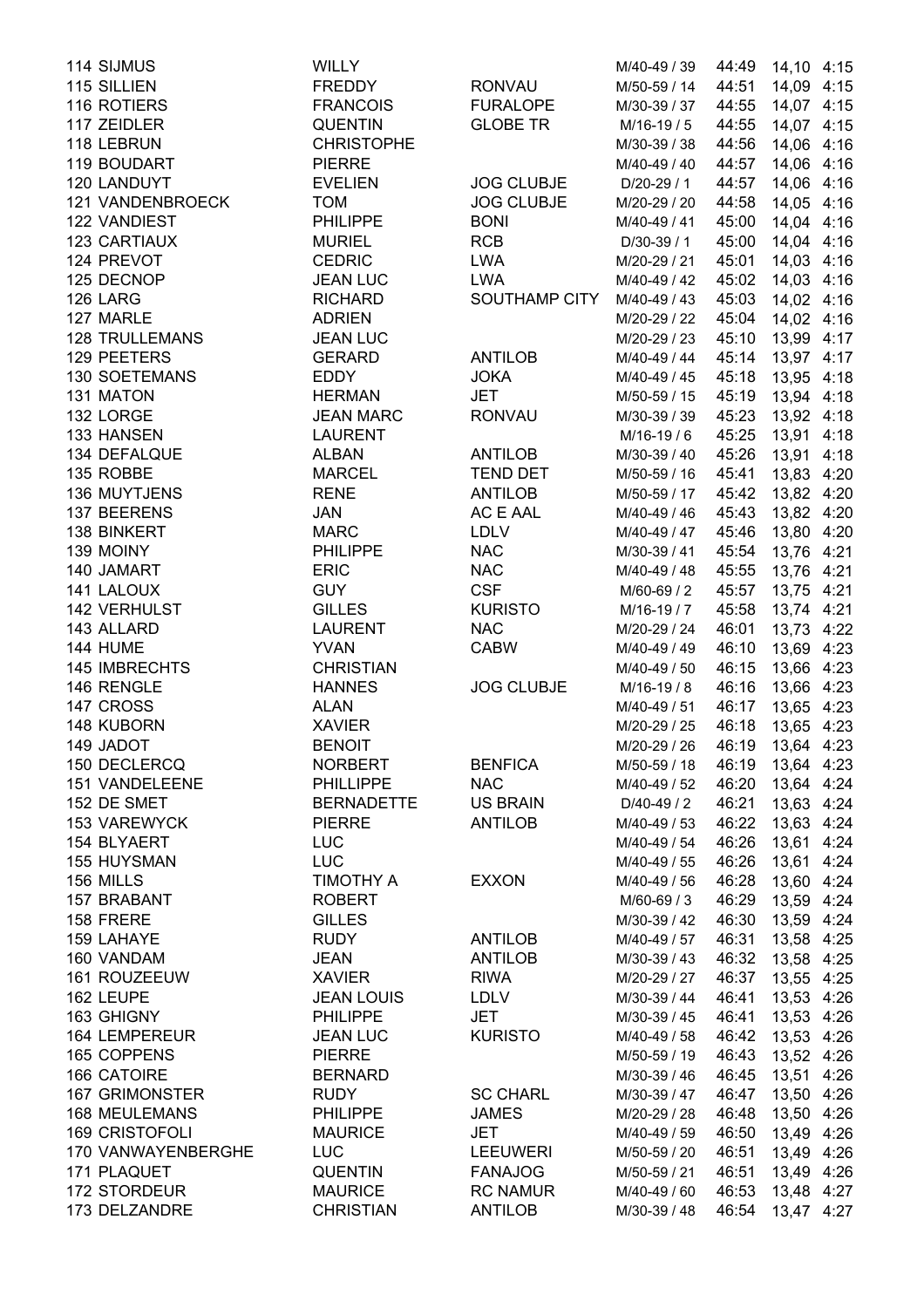| | | | | | | | |
|---|---|---|---|---|---|---|---|
| 114 | SIJMUS | WILLY | | M/40-49 / 39 | 44:49 | 14,10 | 4:15 |
| 115 | SILLIEN | FREDDY | RONVAU | M/50-59 / 14 | 44:51 | 14,09 | 4:15 |
| 116 | ROTIERS | FRANCOIS | FURALOPE | M/30-39 / 37 | 44:55 | 14,07 | 4:15 |
| 117 | ZEIDLER | QUENTIN | GLOBE TR | M/16-19 / 5 | 44:55 | 14,07 | 4:15 |
| 118 | LEBRUN | CHRISTOPHE | | M/30-39 / 38 | 44:56 | 14,06 | 4:16 |
| 119 | BOUDART | PIERRE | | M/40-49 / 40 | 44:57 | 14,06 | 4:16 |
| 120 | LANDUYT | EVELIEN | JOG CLUBJE | D/20-29 / 1 | 44:57 | 14,06 | 4:16 |
| 121 | VANDENBROECK | TOM | JOG CLUBJE | M/20-29 / 20 | 44:58 | 14,05 | 4:16 |
| 122 | VANDIEST | PHILIPPE | BONI | M/40-49 / 41 | 45:00 | 14,04 | 4:16 |
| 123 | CARTIAUX | MURIEL | RCB | D/30-39 / 1 | 45:00 | 14,04 | 4:16 |
| 124 | PREVOT | CEDRIC | LWA | M/20-29 / 21 | 45:01 | 14,03 | 4:16 |
| 125 | DECNOP | JEAN LUC | LWA | M/40-49 / 42 | 45:02 | 14,03 | 4:16 |
| 126 | LARG | RICHARD | SOUTHAMP CITY | M/40-49 / 43 | 45:03 | 14,02 | 4:16 |
| 127 | MARLE | ADRIEN | | M/20-29 / 22 | 45:04 | 14,02 | 4:16 |
| 128 | TRULLEMANS | JEAN LUC | | M/20-29 / 23 | 45:10 | 13,99 | 4:17 |
| 129 | PEETERS | GERARD | ANTILOB | M/40-49 / 44 | 45:14 | 13,97 | 4:17 |
| 130 | SOETEMANS | EDDY | JOKA | M/40-49 / 45 | 45:18 | 13,95 | 4:18 |
| 131 | MATON | HERMAN | JET | M/50-59 / 15 | 45:19 | 13,94 | 4:18 |
| 132 | LORGE | JEAN MARC | RONVAU | M/30-39 / 39 | 45:23 | 13,92 | 4:18 |
| 133 | HANSEN | LAURENT | | M/16-19 / 6 | 45:25 | 13,91 | 4:18 |
| 134 | DEFALQUE | ALBAN | ANTILOB | M/30-39 / 40 | 45:26 | 13,91 | 4:18 |
| 135 | ROBBE | MARCEL | TEND DET | M/50-59 / 16 | 45:41 | 13,83 | 4:20 |
| 136 | MUYTJENS | RENE | ANTILOB | M/50-59 / 17 | 45:42 | 13,82 | 4:20 |
| 137 | BEERENS | JAN | AC E AAL | M/40-49 / 46 | 45:43 | 13,82 | 4:20 |
| 138 | BINKERT | MARC | LDLV | M/40-49 / 47 | 45:46 | 13,80 | 4:20 |
| 139 | MOINY | PHILIPPE | NAC | M/30-39 / 41 | 45:54 | 13,76 | 4:21 |
| 140 | JAMART | ERIC | NAC | M/40-49 / 48 | 45:55 | 13,76 | 4:21 |
| 141 | LALOUX | GUY | CSF | M/60-69 / 2 | 45:57 | 13,75 | 4:21 |
| 142 | VERHULST | GILLES | KURISTO | M/16-19 / 7 | 45:58 | 13,74 | 4:21 |
| 143 | ALLARD | LAURENT | NAC | M/20-29 / 24 | 46:01 | 13,73 | 4:22 |
| 144 | HUME | YVAN | CABW | M/40-49 / 49 | 46:10 | 13,69 | 4:23 |
| 145 | IMBRECHTS | CHRISTIAN | | M/40-49 / 50 | 46:15 | 13,66 | 4:23 |
| 146 | RENGLE | HANNES | JOG CLUBJE | M/16-19 / 8 | 46:16 | 13,66 | 4:23 |
| 147 | CROSS | ALAN | | M/40-49 / 51 | 46:17 | 13,65 | 4:23 |
| 148 | KUBORN | XAVIER | | M/20-29 / 25 | 46:18 | 13,65 | 4:23 |
| 149 | JADOT | BENOIT | | M/20-29 / 26 | 46:19 | 13,64 | 4:23 |
| 150 | DECLERCQ | NORBERT | BENFICA | M/50-59 / 18 | 46:19 | 13,64 | 4:23 |
| 151 | VANDELEENE | PHILLIPPE | NAC | M/40-49 / 52 | 46:20 | 13,64 | 4:24 |
| 152 | DE SMET | BERNADETTE | US BRAIN | D/40-49 / 2 | 46:21 | 13,63 | 4:24 |
| 153 | VAREWYCK | PIERRE | ANTILOB | M/40-49 / 53 | 46:22 | 13,63 | 4:24 |
| 154 | BLYAERT | LUC | | M/40-49 / 54 | 46:26 | 13,61 | 4:24 |
| 155 | HUYSMAN | LUC | | M/40-49 / 55 | 46:26 | 13,61 | 4:24 |
| 156 | MILLS | TIMOTHY A | EXXON | M/40-49 / 56 | 46:28 | 13,60 | 4:24 |
| 157 | BRABANT | ROBERT | | M/60-69 / 3 | 46:29 | 13,59 | 4:24 |
| 158 | FRERE | GILLES | | M/30-39 / 42 | 46:30 | 13,59 | 4:24 |
| 159 | LAHAYE | RUDY | ANTILOB | M/40-49 / 57 | 46:31 | 13,58 | 4:25 |
| 160 | VANDAM | JEAN | ANTILOB | M/30-39 / 43 | 46:32 | 13,58 | 4:25 |
| 161 | ROUZEEUW | XAVIER | RIWA | M/20-29 / 27 | 46:37 | 13,55 | 4:25 |
| 162 | LEUPE | JEAN LOUIS | LDLV | M/30-39 / 44 | 46:41 | 13,53 | 4:26 |
| 163 | GHIGNY | PHILIPPE | JET | M/30-39 / 45 | 46:41 | 13,53 | 4:26 |
| 164 | LEMPEREUR | JEAN LUC | KURISTO | M/40-49 / 58 | 46:42 | 13,53 | 4:26 |
| 165 | COPPENS | PIERRE | | M/50-59 / 19 | 46:43 | 13,52 | 4:26 |
| 166 | CATOIRE | BERNARD | | M/30-39 / 46 | 46:45 | 13,51 | 4:26 |
| 167 | GRIMONSTER | RUDY | SC CHARL | M/30-39 / 47 | 46:47 | 13,50 | 4:26 |
| 168 | MEULEMANS | PHILIPPE | JAMES | M/20-29 / 28 | 46:48 | 13,50 | 4:26 |
| 169 | CRISTOFOLI | MAURICE | JET | M/40-49 / 59 | 46:50 | 13,49 | 4:26 |
| 170 | VANWAYENBERGHE | LUC | LEEUWERI | M/50-59 / 20 | 46:51 | 13,49 | 4:26 |
| 171 | PLAQUET | QUENTIN | FANAJOG | M/50-59 / 21 | 46:51 | 13,49 | 4:26 |
| 172 | STORDEUR | MAURICE | RC NAMUR | M/40-49 / 60 | 46:53 | 13,48 | 4:27 |
| 173 | DELZANDRE | CHRISTIAN | ANTILOB | M/30-39 / 48 | 46:54 | 13,47 | 4:27 |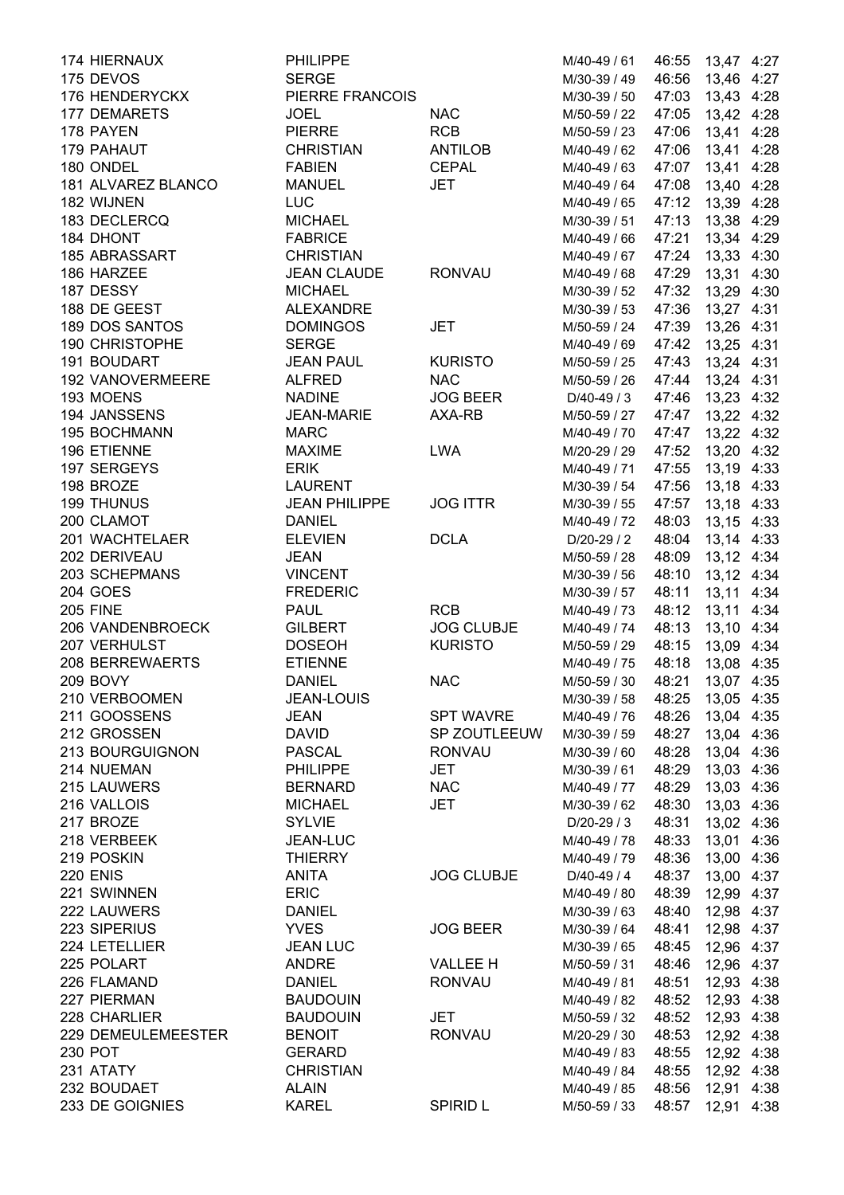| | | | | | | | |
|---|---|---|---|---|---|---|---|
| 174 | HIERNAUX | PHILIPPE | | M/40-49 / 61 | 46:55 | 13,47 | 4:27 |
| 175 | DEVOS | SERGE | | M/30-39 / 49 | 46:56 | 13,46 | 4:27 |
| 176 | HENDERYCKX | PIERRE FRANCOIS | | M/30-39 / 50 | 47:03 | 13,43 | 4:28 |
| 177 | DEMARETS | JOEL | NAC | M/50-59 / 22 | 47:05 | 13,42 | 4:28 |
| 178 | PAYEN | PIERRE | RCB | M/50-59 / 23 | 47:06 | 13,41 | 4:28 |
| 179 | PAHAUT | CHRISTIAN | ANTILOB | M/40-49 / 62 | 47:06 | 13,41 | 4:28 |
| 180 | ONDEL | FABIEN | CEPAL | M/40-49 / 63 | 47:07 | 13,41 | 4:28 |
| 181 | ALVAREZ BLANCO | MANUEL | JET | M/40-49 / 64 | 47:08 | 13,40 | 4:28 |
| 182 | WIJNEN | LUC | | M/40-49 / 65 | 47:12 | 13,39 | 4:28 |
| 183 | DECLERCQ | MICHAEL | | M/30-39 / 51 | 47:13 | 13,38 | 4:29 |
| 184 | DHONT | FABRICE | | M/40-49 / 66 | 47:21 | 13,34 | 4:29 |
| 185 | ABRASSART | CHRISTIAN | | M/40-49 / 67 | 47:24 | 13,33 | 4:30 |
| 186 | HARZEE | JEAN CLAUDE | RONVAU | M/40-49 / 68 | 47:29 | 13,31 | 4:30 |
| 187 | DESSY | MICHAEL | | M/30-39 / 52 | 47:32 | 13,29 | 4:30 |
| 188 | DE GEEST | ALEXANDRE | | M/30-39 / 53 | 47:36 | 13,27 | 4:31 |
| 189 | DOS SANTOS | DOMINGOS | JET | M/50-59 / 24 | 47:39 | 13,26 | 4:31 |
| 190 | CHRISTOPHE | SERGE | | M/40-49 / 69 | 47:42 | 13,25 | 4:31 |
| 191 | BOUDART | JEAN PAUL | KURISTO | M/50-59 / 25 | 47:43 | 13,24 | 4:31 |
| 192 | VANOVERMEERE | ALFRED | NAC | M/50-59 / 26 | 47:44 | 13,24 | 4:31 |
| 193 | MOENS | NADINE | JOG BEER | D/40-49 / 3 | 47:46 | 13,23 | 4:32 |
| 194 | JANSSENS | JEAN-MARIE | AXA-RB | M/50-59 / 27 | 47:47 | 13,22 | 4:32 |
| 195 | BOCHMANN | MARC | | M/40-49 / 70 | 47:47 | 13,22 | 4:32 |
| 196 | ETIENNE | MAXIME | LWA | M/20-29 / 29 | 47:52 | 13,20 | 4:32 |
| 197 | SERGEYS | ERIK | | M/40-49 / 71 | 47:55 | 13,19 | 4:33 |
| 198 | BROZE | LAURENT | | M/30-39 / 54 | 47:56 | 13,18 | 4:33 |
| 199 | THUNUS | JEAN PHILIPPE | JOG ITTR | M/30-39 / 55 | 47:57 | 13,18 | 4:33 |
| 200 | CLAMOT | DANIEL | | M/40-49 / 72 | 48:03 | 13,15 | 4:33 |
| 201 | WACHTELAER | ELEVIEN | DCLA | D/20-29 / 2 | 48:04 | 13,14 | 4:33 |
| 202 | DERIVEAU | JEAN | | M/50-59 / 28 | 48:09 | 13,12 | 4:34 |
| 203 | SCHEPMANS | VINCENT | | M/30-39 / 56 | 48:10 | 13,12 | 4:34 |
| 204 | GOES | FREDERIC | | M/30-39 / 57 | 48:11 | 13,11 | 4:34 |
| 205 | FINE | PAUL | RCB | M/40-49 / 73 | 48:12 | 13,11 | 4:34 |
| 206 | VANDENBROECK | GILBERT | JOG CLUBJE | M/40-49 / 74 | 48:13 | 13,10 | 4:34 |
| 207 | VERHULST | DOSEOH | KURISTO | M/50-59 / 29 | 48:15 | 13,09 | 4:34 |
| 208 | BERREWAERTS | ETIENNE | | M/40-49 / 75 | 48:18 | 13,08 | 4:35 |
| 209 | BOVY | DANIEL | NAC | M/50-59 / 30 | 48:21 | 13,07 | 4:35 |
| 210 | VERBOOMEN | JEAN-LOUIS | | M/30-39 / 58 | 48:25 | 13,05 | 4:35 |
| 211 | GOOSSENS | JEAN | SPT WAVRE | M/40-49 / 76 | 48:26 | 13,04 | 4:35 |
| 212 | GROSSEN | DAVID | SP ZOUTLEEUW | M/30-39 / 59 | 48:27 | 13,04 | 4:36 |
| 213 | BOURGUIGNON | PASCAL | RONVAU | M/30-39 / 60 | 48:28 | 13,04 | 4:36 |
| 214 | NUEMAN | PHILIPPE | JET | M/30-39 / 61 | 48:29 | 13,03 | 4:36 |
| 215 | LAUWERS | BERNARD | NAC | M/40-49 / 77 | 48:29 | 13,03 | 4:36 |
| 216 | VALLOIS | MICHAEL | JET | M/30-39 / 62 | 48:30 | 13,03 | 4:36 |
| 217 | BROZE | SYLVIE | | D/20-29 / 3 | 48:31 | 13,02 | 4:36 |
| 218 | VERBEEK | JEAN-LUC | | M/40-49 / 78 | 48:33 | 13,01 | 4:36 |
| 219 | POSKIN | THIERRY | | M/40-49 / 79 | 48:36 | 13,00 | 4:36 |
| 220 | ENIS | ANITA | JOG CLUBJE | D/40-49 / 4 | 48:37 | 13,00 | 4:37 |
| 221 | SWINNEN | ERIC | | M/40-49 / 80 | 48:39 | 12,99 | 4:37 |
| 222 | LAUWERS | DANIEL | | M/30-39 / 63 | 48:40 | 12,98 | 4:37 |
| 223 | SIPERIUS | YVES | JOG BEER | M/30-39 / 64 | 48:41 | 12,98 | 4:37 |
| 224 | LETELLIER | JEAN LUC | | M/30-39 / 65 | 48:45 | 12,96 | 4:37 |
| 225 | POLART | ANDRE | VALLEE H | M/50-59 / 31 | 48:46 | 12,96 | 4:37 |
| 226 | FLAMAND | DANIEL | RONVAU | M/40-49 / 81 | 48:51 | 12,93 | 4:38 |
| 227 | PIERMAN | BAUDOUIN | | M/40-49 / 82 | 48:52 | 12,93 | 4:38 |
| 228 | CHARLIER | BAUDOUIN | JET | M/50-59 / 32 | 48:52 | 12,93 | 4:38 |
| 229 | DEMEULEMEESTER | BENOIT | RONVAU | M/20-29 / 30 | 48:53 | 12,92 | 4:38 |
| 230 | POT | GERARD | | M/40-49 / 83 | 48:55 | 12,92 | 4:38 |
| 231 | ATATY | CHRISTIAN | | M/40-49 / 84 | 48:55 | 12,92 | 4:38 |
| 232 | BOUDAET | ALAIN | | M/40-49 / 85 | 48:56 | 12,91 | 4:38 |
| 233 | DE GOIGNIES | KAREL | SPIRID L | M/50-59 / 33 | 48:57 | 12,91 | 4:38 |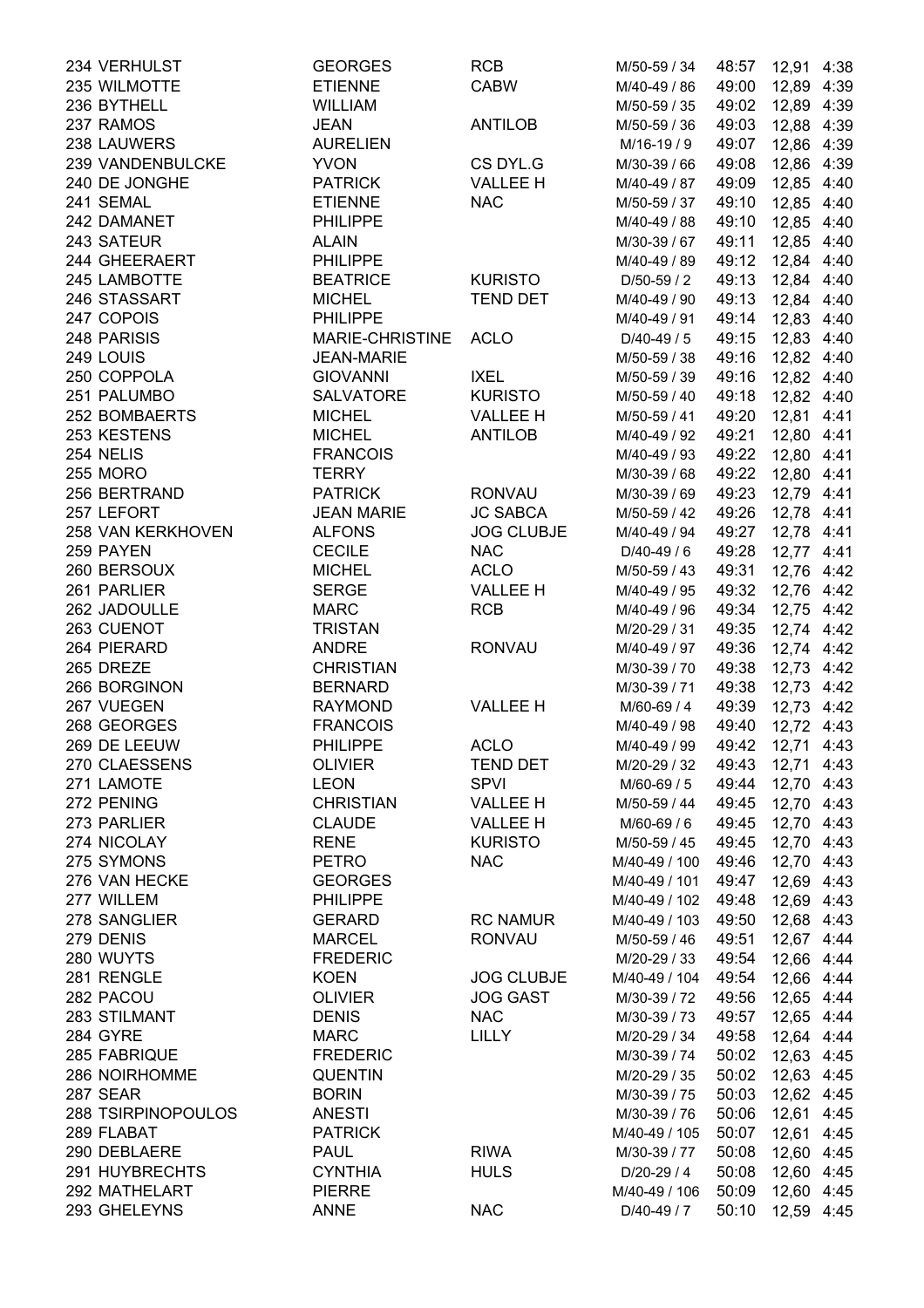| | | | | | | |
|---|---|---|---|---|---|---|
| 234 VERHULST | GEORGES | RCB | M/50-59 / 34 | 48:57 | 12,91 | 4:38 |
| 235 WILMOTTE | ETIENNE | CABW | M/40-49 / 86 | 49:00 | 12,89 | 4:39 |
| 236 BYTHELL | WILLIAM | | M/50-59 / 35 | 49:02 | 12,89 | 4:39 |
| 237 RAMOS | JEAN | ANTILOB | M/50-59 / 36 | 49:03 | 12,88 | 4:39 |
| 238 LAUWERS | AURELIEN | | M/16-19 / 9 | 49:07 | 12,86 | 4:39 |
| 239 VANDENBULCKE | YVON | CS DYL.G | M/30-39 / 66 | 49:08 | 12,86 | 4:39 |
| 240 DE JONGHE | PATRICK | VALLEE H | M/40-49 / 87 | 49:09 | 12,85 | 4:40 |
| 241 SEMAL | ETIENNE | NAC | M/50-59 / 37 | 49:10 | 12,85 | 4:40 |
| 242 DAMANET | PHILIPPE | | M/40-49 / 88 | 49:10 | 12,85 | 4:40 |
| 243 SATEUR | ALAIN | | M/30-39 / 67 | 49:11 | 12,85 | 4:40 |
| 244 GHEERAERT | PHILIPPE | | M/40-49 / 89 | 49:12 | 12,84 | 4:40 |
| 245 LAMBOTTE | BEATRICE | KURISTO | D/50-59 / 2 | 49:13 | 12,84 | 4:40 |
| 246 STASSART | MICHEL | TEND DET | M/40-49 / 90 | 49:13 | 12,84 | 4:40 |
| 247 COPOIS | PHILIPPE | | M/40-49 / 91 | 49:14 | 12,83 | 4:40 |
| 248 PARISIS | MARIE-CHRISTINE | ACLO | D/40-49 / 5 | 49:15 | 12,83 | 4:40 |
| 249 LOUIS | JEAN-MARIE | | M/50-59 / 38 | 49:16 | 12,82 | 4:40 |
| 250 COPPOLA | GIOVANNI | IXEL | M/50-59 / 39 | 49:16 | 12,82 | 4:40 |
| 251 PALUMBO | SALVATORE | KURISTO | M/50-59 / 40 | 49:18 | 12,82 | 4:40 |
| 252 BOMBAERTS | MICHEL | VALLEE H | M/50-59 / 41 | 49:20 | 12,81 | 4:41 |
| 253 KESTENS | MICHEL | ANTILOB | M/40-49 / 92 | 49:21 | 12,80 | 4:41 |
| 254 NELIS | FRANCOIS | | M/40-49 / 93 | 49:22 | 12,80 | 4:41 |
| 255 MORO | TERRY | | M/30-39 / 68 | 49:22 | 12,80 | 4:41 |
| 256 BERTRAND | PATRICK | RONVAU | M/30-39 / 69 | 49:23 | 12,79 | 4:41 |
| 257 LEFORT | JEAN MARIE | JC SABCA | M/50-59 / 42 | 49:26 | 12,78 | 4:41 |
| 258 VAN KERKHOVEN | ALFONS | JOG CLUBJE | M/40-49 / 94 | 49:27 | 12,78 | 4:41 |
| 259 PAYEN | CECILE | NAC | D/40-49 / 6 | 49:28 | 12,77 | 4:41 |
| 260 BERSOUX | MICHEL | ACLO | M/50-59 / 43 | 49:31 | 12,76 | 4:42 |
| 261 PARLIER | SERGE | VALLEE H | M/40-49 / 95 | 49:32 | 12,76 | 4:42 |
| 262 JADOULLE | MARC | RCB | M/40-49 / 96 | 49:34 | 12,75 | 4:42 |
| 263 CUENOT | TRISTAN | | M/20-29 / 31 | 49:35 | 12,74 | 4:42 |
| 264 PIERARD | ANDRE | RONVAU | M/40-49 / 97 | 49:36 | 12,74 | 4:42 |
| 265 DREZE | CHRISTIAN | | M/30-39 / 70 | 49:38 | 12,73 | 4:42 |
| 266 BORGINON | BERNARD | | M/30-39 / 71 | 49:38 | 12,73 | 4:42 |
| 267 VUEGEN | RAYMOND | VALLEE H | M/60-69 / 4 | 49:39 | 12,73 | 4:42 |
| 268 GEORGES | FRANCOIS | | M/40-49 / 98 | 49:40 | 12,72 | 4:43 |
| 269 DE LEEUW | PHILIPPE | ACLO | M/40-49 / 99 | 49:42 | 12,71 | 4:43 |
| 270 CLAESSENS | OLIVIER | TEND DET | M/20-29 / 32 | 49:43 | 12,71 | 4:43 |
| 271 LAMOTE | LEON | SPVI | M/60-69 / 5 | 49:44 | 12,70 | 4:43 |
| 272 PENING | CHRISTIAN | VALLEE H | M/50-59 / 44 | 49:45 | 12,70 | 4:43 |
| 273 PARLIER | CLAUDE | VALLEE H | M/60-69 / 6 | 49:45 | 12,70 | 4:43 |
| 274 NICOLAY | RENE | KURISTO | M/50-59 / 45 | 49:45 | 12,70 | 4:43 |
| 275 SYMONS | PETRO | NAC | M/40-49 / 100 | 49:46 | 12,70 | 4:43 |
| 276 VAN HECKE | GEORGES | | M/40-49 / 101 | 49:47 | 12,69 | 4:43 |
| 277 WILLEM | PHILIPPE | | M/40-49 / 102 | 49:48 | 12,69 | 4:43 |
| 278 SANGLIER | GERARD | RC NAMUR | M/40-49 / 103 | 49:50 | 12,68 | 4:43 |
| 279 DENIS | MARCEL | RONVAU | M/50-59 / 46 | 49:51 | 12,67 | 4:44 |
| 280 WUYTS | FREDERIC | | M/20-29 / 33 | 49:54 | 12,66 | 4:44 |
| 281 RENGLE | KOEN | JOG CLUBJE | M/40-49 / 104 | 49:54 | 12,66 | 4:44 |
| 282 PACOU | OLIVIER | JOG GAST | M/30-39 / 72 | 49:56 | 12,65 | 4:44 |
| 283 STILMANT | DENIS | NAC | M/30-39 / 73 | 49:57 | 12,65 | 4:44 |
| 284 GYRE | MARC | LILLY | M/20-29 / 34 | 49:58 | 12,64 | 4:44 |
| 285 FABRIQUE | FREDERIC | | M/30-39 / 74 | 50:02 | 12,63 | 4:45 |
| 286 NOIRHOMME | QUENTIN | | M/20-29 / 35 | 50:02 | 12,63 | 4:45 |
| 287 SEAR | BORIN | | M/30-39 / 75 | 50:03 | 12,62 | 4:45 |
| 288 TSIRPINOPOULOS | ANESTI | | M/30-39 / 76 | 50:06 | 12,61 | 4:45 |
| 289 FLABAT | PATRICK | | M/40-49 / 105 | 50:07 | 12,61 | 4:45 |
| 290 DEBLAERE | PAUL | RIWA | M/30-39 / 77 | 50:08 | 12,60 | 4:45 |
| 291 HUYBRECHTS | CYNTHIA | HULS | D/20-29 / 4 | 50:08 | 12,60 | 4:45 |
| 292 MATHELART | PIERRE | | M/40-49 / 106 | 50:09 | 12,60 | 4:45 |
| 293 GHELEYNS | ANNE | NAC | D/40-49 / 7 | 50:10 | 12,59 | 4:45 |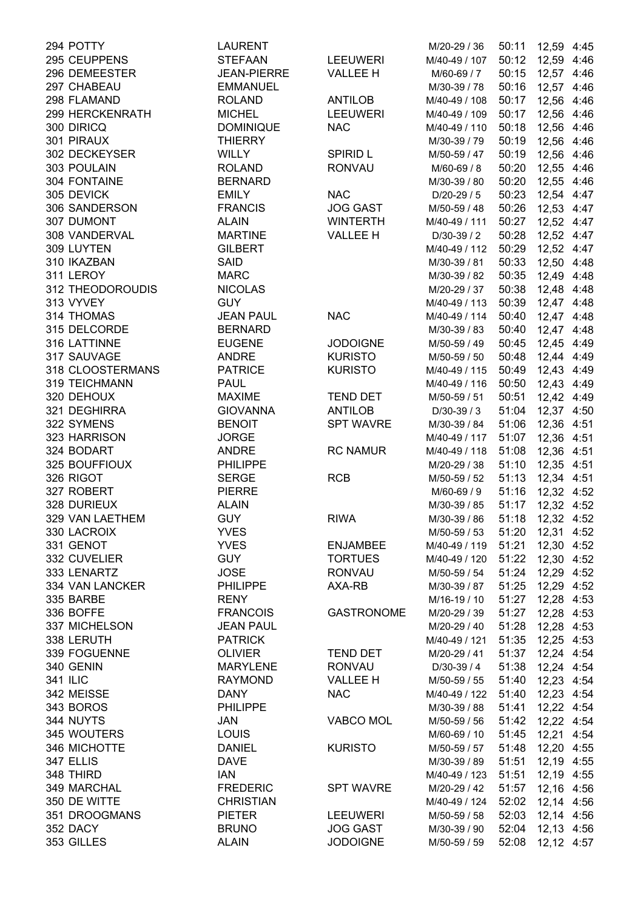| | | | | | | | |
|---|---|---|---|---|---|---|---|
| 294 | POTTY | LAURENT | | M/20-29 / 36 | 50:11 | 12,59 | 4:45 |
| 295 | CEUPPENS | STEFAAN | LEEUWERI | M/40-49 / 107 | 50:12 | 12,59 | 4:46 |
| 296 | DEMEESTER | JEAN-PIERRE | VALLEE H | M/60-69 / 7 | 50:15 | 12,57 | 4:46 |
| 297 | CHABEAU | EMMANUEL | | M/30-39 / 78 | 50:16 | 12,57 | 4:46 |
| 298 | FLAMAND | ROLAND | ANTILOB | M/40-49 / 108 | 50:17 | 12,56 | 4:46 |
| 299 | HERCKENRATH | MICHEL | LEEUWERI | M/40-49 / 109 | 50:17 | 12,56 | 4:46 |
| 300 | DIRICQ | DOMINIQUE | NAC | M/40-49 / 110 | 50:18 | 12,56 | 4:46 |
| 301 | PIRAUX | THIERRY | | M/30-39 / 79 | 50:19 | 12,56 | 4:46 |
| 302 | DECKEYSER | WILLY | SPIRID L | M/50-59 / 47 | 50:19 | 12,56 | 4:46 |
| 303 | POULAIN | ROLAND | RONVAU | M/60-69 / 8 | 50:20 | 12,55 | 4:46 |
| 304 | FONTAINE | BERNARD | | M/30-39 / 80 | 50:20 | 12,55 | 4:46 |
| 305 | DEVICK | EMILY | NAC | D/20-29 / 5 | 50:23 | 12,54 | 4:47 |
| 306 | SANDERSON | FRANCIS | JOG GAST | M/50-59 / 48 | 50:26 | 12,53 | 4:47 |
| 307 | DUMONT | ALAIN | WINTERTH | M/40-49 / 111 | 50:27 | 12,52 | 4:47 |
| 308 | VANDERVAL | MARTINE | VALLEE H | D/30-39 / 2 | 50:28 | 12,52 | 4:47 |
| 309 | LUYTEN | GILBERT | | M/40-49 / 112 | 50:29 | 12,52 | 4:47 |
| 310 | IKAZBAN | SAID | | M/30-39 / 81 | 50:33 | 12,50 | 4:48 |
| 311 | LEROY | MARC | | M/30-39 / 82 | 50:35 | 12,49 | 4:48 |
| 312 | THEODOROUDIS | NICOLAS | | M/20-29 / 37 | 50:38 | 12,48 | 4:48 |
| 313 | VYVEY | GUY | | M/40-49 / 113 | 50:39 | 12,47 | 4:48 |
| 314 | THOMAS | JEAN PAUL | NAC | M/40-49 / 114 | 50:40 | 12,47 | 4:48 |
| 315 | DELCORDE | BERNARD | | M/30-39 / 83 | 50:40 | 12,47 | 4:48 |
| 316 | LATTINNE | EUGENE | JODOIGNE | M/50-59 / 49 | 50:45 | 12,45 | 4:49 |
| 317 | SAUVAGE | ANDRE | KURISTO | M/50-59 / 50 | 50:48 | 12,44 | 4:49 |
| 318 | CLOOSTERMANS | PATRICE | KURISTO | M/40-49 / 115 | 50:49 | 12,43 | 4:49 |
| 319 | TEICHMANN | PAUL | | M/40-49 / 116 | 50:50 | 12,43 | 4:49 |
| 320 | DEHOUX | MAXIME | TEND DET | M/50-59 / 51 | 50:51 | 12,42 | 4:49 |
| 321 | DEGHIRRA | GIOVANNA | ANTILOB | D/30-39 / 3 | 51:04 | 12,37 | 4:50 |
| 322 | SYMENS | BENOIT | SPT WAVRE | M/30-39 / 84 | 51:06 | 12,36 | 4:51 |
| 323 | HARRISON | JORGE | | M/40-49 / 117 | 51:07 | 12,36 | 4:51 |
| 324 | BODART | ANDRE | RC NAMUR | M/40-49 / 118 | 51:08 | 12,36 | 4:51 |
| 325 | BOUFFIOUX | PHILIPPE | | M/20-29 / 38 | 51:10 | 12,35 | 4:51 |
| 326 | RIGOT | SERGE | RCB | M/50-59 / 52 | 51:13 | 12,34 | 4:51 |
| 327 | ROBERT | PIERRE | | M/60-69 / 9 | 51:16 | 12,32 | 4:52 |
| 328 | DURIEUX | ALAIN | | M/30-39 / 85 | 51:17 | 12,32 | 4:52 |
| 329 | VAN LAETHEM | GUY | RIWA | M/30-39 / 86 | 51:18 | 12,32 | 4:52 |
| 330 | LACROIX | YVES | | M/50-59 / 53 | 51:20 | 12,31 | 4:52 |
| 331 | GENOT | YVES | ENJAMBEE | M/40-49 / 119 | 51:21 | 12,30 | 4:52 |
| 332 | CUVELIER | GUY | TORTUES | M/40-49 / 120 | 51:22 | 12,30 | 4:52 |
| 333 | LENARTZ | JOSE | RONVAU | M/50-59 / 54 | 51:24 | 12,29 | 4:52 |
| 334 | VAN LANCKER | PHILIPPE | AXA-RB | M/30-39 / 87 | 51:25 | 12,29 | 4:52 |
| 335 | BARBE | RENY | | M/16-19 / 10 | 51:27 | 12,28 | 4:53 |
| 336 | BOFFE | FRANCOIS | GASTRONOME | M/20-29 / 39 | 51:27 | 12,28 | 4:53 |
| 337 | MICHELSON | JEAN PAUL | | M/20-29 / 40 | 51:28 | 12,28 | 4:53 |
| 338 | LERUTH | PATRICK | | M/40-49 / 121 | 51:35 | 12,25 | 4:53 |
| 339 | FOGUENNE | OLIVIER | TEND DET | M/20-29 / 41 | 51:37 | 12,24 | 4:54 |
| 340 | GENIN | MARYLENE | RONVAU | D/30-39 / 4 | 51:38 | 12,24 | 4:54 |
| 341 | ILIC | RAYMOND | VALLEE H | M/50-59 / 55 | 51:40 | 12,23 | 4:54 |
| 342 | MEISSE | DANY | NAC | M/40-49 / 122 | 51:40 | 12,23 | 4:54 |
| 343 | BOROS | PHILIPPE | | M/30-39 / 88 | 51:41 | 12,22 | 4:54 |
| 344 | NUYTS | JAN | VABCO MOL | M/50-59 / 56 | 51:42 | 12,22 | 4:54 |
| 345 | WOUTERS | LOUIS | | M/60-69 / 10 | 51:45 | 12,21 | 4:54 |
| 346 | MICHOTTE | DANIEL | KURISTO | M/50-59 / 57 | 51:48 | 12,20 | 4:55 |
| 347 | ELLIS | DAVE | | M/30-39 / 89 | 51:51 | 12,19 | 4:55 |
| 348 | THIRD | IAN | | M/40-49 / 123 | 51:51 | 12,19 | 4:55 |
| 349 | MARCHAL | FREDERIC | SPT WAVRE | M/20-29 / 42 | 51:57 | 12,16 | 4:56 |
| 350 | DE WITTE | CHRISTIAN | | M/40-49 / 124 | 52:02 | 12,14 | 4:56 |
| 351 | DROOGMANS | PIETER | LEEUWERI | M/50-59 / 58 | 52:03 | 12,14 | 4:56 |
| 352 | DACY | BRUNO | JOG GAST | M/30-39 / 90 | 52:04 | 12,13 | 4:56 |
| 353 | GILLES | ALAIN | JODOIGNE | M/50-59 / 59 | 52:08 | 12,12 | 4:57 |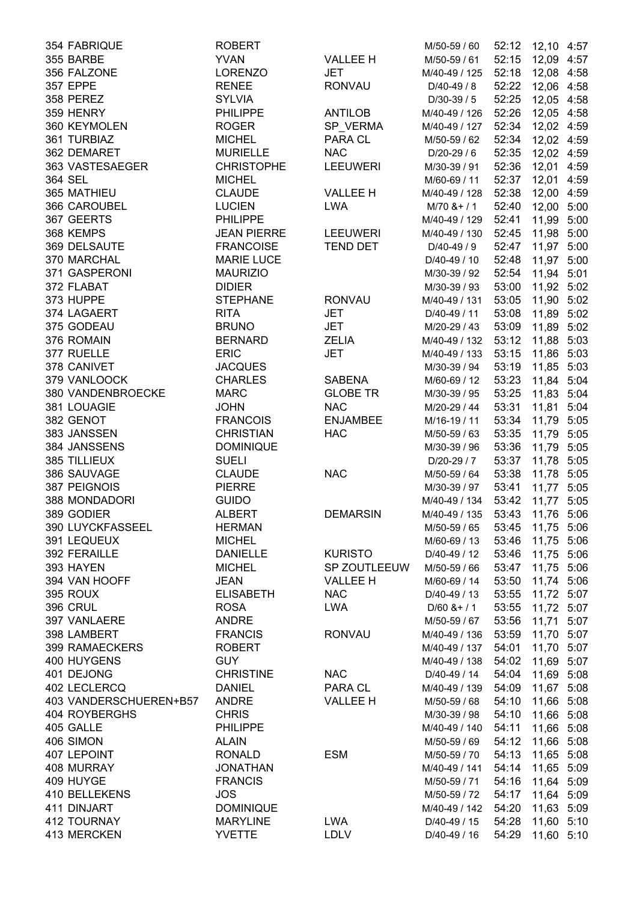| | | | | | | | |
|---|---|---|---|---|---|---|---|
| 354 | FABRIQUE | ROBERT | | M/50-59 / 60 | 52:12 | 12,10 | 4:57 |
| 355 | BARBE | YVAN | VALLEE H | M/50-59 / 61 | 52:15 | 12,09 | 4:57 |
| 356 | FALZONE | LORENZO | JET | M/40-49 / 125 | 52:18 | 12,08 | 4:58 |
| 357 | EPPE | RENEE | RONVAU | D/40-49 / 8 | 52:22 | 12,06 | 4:58 |
| 358 | PEREZ | SYLVIA | | D/30-39 / 5 | 52:25 | 12,05 | 4:58 |
| 359 | HENRY | PHILIPPE | ANTILOB | M/40-49 / 126 | 52:26 | 12,05 | 4:58 |
| 360 | KEYMOLEN | ROGER | SP_VERMA | M/40-49 / 127 | 52:34 | 12,02 | 4:59 |
| 361 | TURBIAZ | MICHEL | PARA CL | M/50-59 / 62 | 52:34 | 12,02 | 4:59 |
| 362 | DEMARET | MURIELLE | NAC | D/20-29 / 6 | 52:35 | 12,02 | 4:59 |
| 363 | VASTESAEGER | CHRISTOPHE | LEEUWERI | M/30-39 / 91 | 52:36 | 12,01 | 4:59 |
| 364 | SEL | MICHEL | | M/60-69 / 11 | 52:37 | 12,01 | 4:59 |
| 365 | MATHIEU | CLAUDE | VALLEE H | M/40-49 / 128 | 52:38 | 12,00 | 4:59 |
| 366 | CAROUBEL | LUCIEN | LWA | M/70 &+ / 1 | 52:40 | 12,00 | 5:00 |
| 367 | GEERTS | PHILIPPE | | M/40-49 / 129 | 52:41 | 11,99 | 5:00 |
| 368 | KEMPS | JEAN PIERRE | LEEUWERI | M/40-49 / 130 | 52:45 | 11,98 | 5:00 |
| 369 | DELSAUTE | FRANCOISE | TEND DET | D/40-49 / 9 | 52:47 | 11,97 | 5:00 |
| 370 | MARCHAL | MARIE LUCE | | D/40-49 / 10 | 52:48 | 11,97 | 5:00 |
| 371 | GASPERONI | MAURIZIO | | M/30-39 / 92 | 52:54 | 11,94 | 5:01 |
| 372 | FLABAT | DIDIER | | M/30-39 / 93 | 53:00 | 11,92 | 5:02 |
| 373 | HUPPE | STEPHANE | RONVAU | M/40-49 / 131 | 53:05 | 11,90 | 5:02 |
| 374 | LAGAERT | RITA | JET | D/40-49 / 11 | 53:08 | 11,89 | 5:02 |
| 375 | GODEAU | BRUNO | JET | M/20-29 / 43 | 53:09 | 11,89 | 5:02 |
| 376 | ROMAIN | BERNARD | ZELIA | M/40-49 / 132 | 53:12 | 11,88 | 5:03 |
| 377 | RUELLE | ERIC | JET | M/40-49 / 133 | 53:15 | 11,86 | 5:03 |
| 378 | CANIVET | JACQUES | | M/30-39 / 94 | 53:19 | 11,85 | 5:03 |
| 379 | VANLOOCK | CHARLES | SABENA | M/60-69 / 12 | 53:23 | 11,84 | 5:04 |
| 380 | VANDENBROECKE | MARC | GLOBE TR | M/30-39 / 95 | 53:25 | 11,83 | 5:04 |
| 381 | LOUAGIE | JOHN | NAC | M/20-29 / 44 | 53:31 | 11,81 | 5:04 |
| 382 | GENOT | FRANCOIS | ENJAMBEE | M/16-19 / 11 | 53:34 | 11,79 | 5:05 |
| 383 | JANSSEN | CHRISTIAN | HAC | M/50-59 / 63 | 53:35 | 11,79 | 5:05 |
| 384 | JANSSENS | DOMINIQUE | | M/30-39 / 96 | 53:36 | 11,79 | 5:05 |
| 385 | TILLIEUX | SUELI | | D/20-29 / 7 | 53:37 | 11,78 | 5:05 |
| 386 | SAUVAGE | CLAUDE | NAC | M/50-59 / 64 | 53:38 | 11,78 | 5:05 |
| 387 | PEIGNOIS | PIERRE | | M/30-39 / 97 | 53:41 | 11,77 | 5:05 |
| 388 | MONDADORI | GUIDO | | M/40-49 / 134 | 53:42 | 11,77 | 5:05 |
| 389 | GODIER | ALBERT | DEMARSIN | M/40-49 / 135 | 53:43 | 11,76 | 5:06 |
| 390 | LUYCKFASSEEL | HERMAN | | M/50-59 / 65 | 53:45 | 11,75 | 5:06 |
| 391 | LEQUEUX | MICHEL | | M/60-69 / 13 | 53:46 | 11,75 | 5:06 |
| 392 | FERAILLE | DANIELLE | KURISTO | D/40-49 / 12 | 53:46 | 11,75 | 5:06 |
| 393 | HAYEN | MICHEL | SP ZOUTLEEUW | M/50-59 / 66 | 53:47 | 11,75 | 5:06 |
| 394 | VAN HOOFF | JEAN | VALLEE H | M/60-69 / 14 | 53:50 | 11,74 | 5:06 |
| 395 | ROUX | ELISABETH | NAC | D/40-49 / 13 | 53:55 | 11,72 | 5:07 |
| 396 | CRUL | ROSA | LWA | D/60 &+ / 1 | 53:55 | 11,72 | 5:07 |
| 397 | VANLAERE | ANDRE | | M/50-59 / 67 | 53:56 | 11,71 | 5:07 |
| 398 | LAMBERT | FRANCIS | RONVAU | M/40-49 / 136 | 53:59 | 11,70 | 5:07 |
| 399 | RAMAECKERS | ROBERT | | M/40-49 / 137 | 54:01 | 11,70 | 5:07 |
| 400 | HUYGENS | GUY | | M/40-49 / 138 | 54:02 | 11,69 | 5:07 |
| 401 | DEJONG | CHRISTINE | NAC | D/40-49 / 14 | 54:04 | 11,69 | 5:08 |
| 402 | LECLERCQ | DANIEL | PARA CL | M/40-49 / 139 | 54:09 | 11,67 | 5:08 |
| 403 | VANDERSCHUEREN+B57 | ANDRE | VALLEE H | M/50-59 / 68 | 54:10 | 11,66 | 5:08 |
| 404 | ROYBERGHS | CHRIS | | M/30-39 / 98 | 54:10 | 11,66 | 5:08 |
| 405 | GALLE | PHILIPPE | | M/40-49 / 140 | 54:11 | 11,66 | 5:08 |
| 406 | SIMON | ALAIN | | M/50-59 / 69 | 54:12 | 11,66 | 5:08 |
| 407 | LEPOINT | RONALD | ESM | M/50-59 / 70 | 54:13 | 11,65 | 5:08 |
| 408 | MURRAY | JONATHAN | | M/40-49 / 141 | 54:14 | 11,65 | 5:09 |
| 409 | HUYGE | FRANCIS | | M/50-59 / 71 | 54:16 | 11,64 | 5:09 |
| 410 | BELLEKENS | JOS | | M/50-59 / 72 | 54:17 | 11,64 | 5:09 |
| 411 | DINJART | DOMINIQUE | | M/40-49 / 142 | 54:20 | 11,63 | 5:09 |
| 412 | TOURNAY | MARYLINE | LWA | D/40-49 / 15 | 54:28 | 11,60 | 5:10 |
| 413 | MERCKEN | YVETTE | LDLV | D/40-49 / 16 | 54:29 | 11,60 | 5:10 |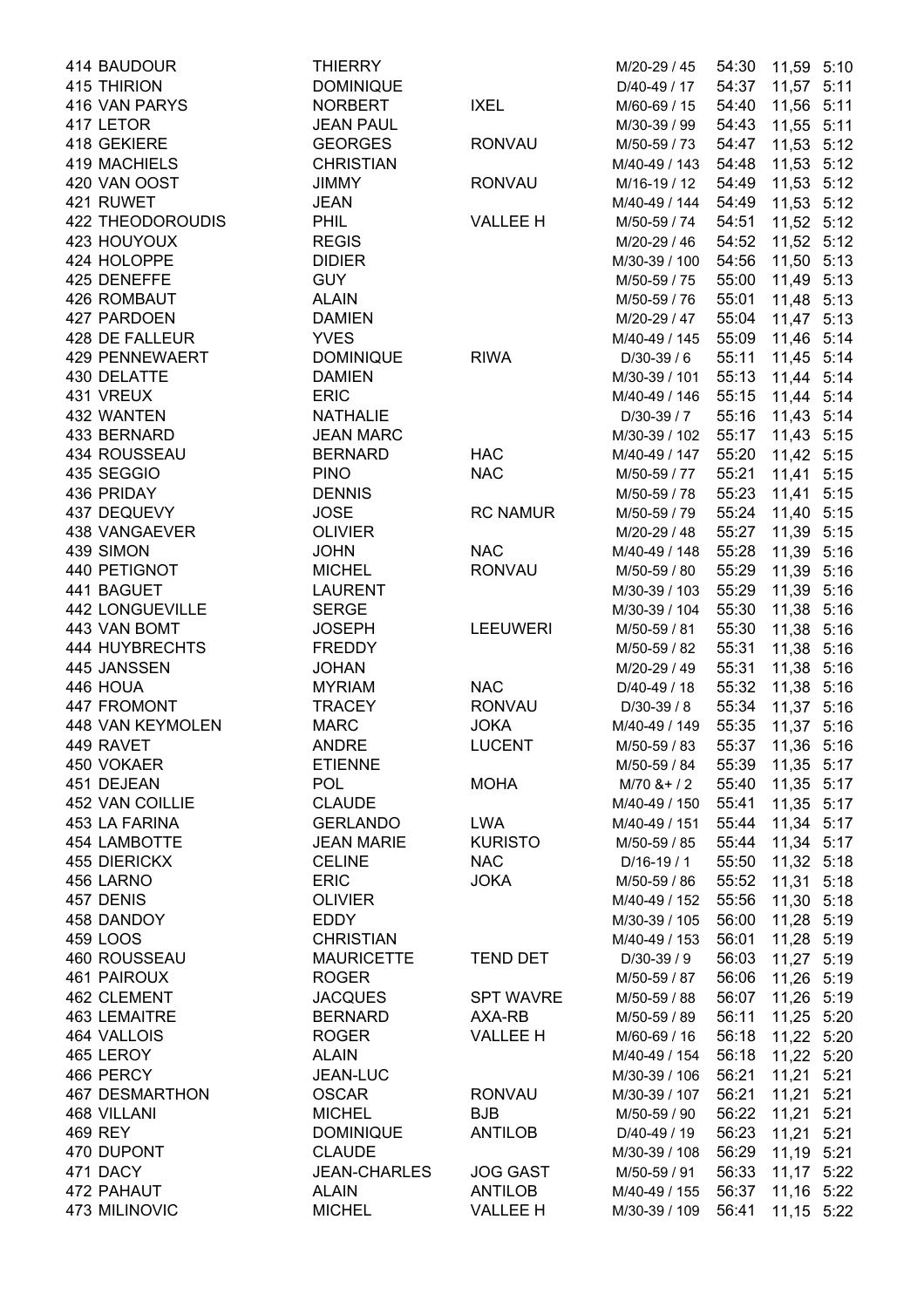| | | | | | | | |
|---|---|---|---|---|---|---|---|
| 414 BAUDOUR | THIERRY | | M/20-29 / 45 | 54:30 | 11,59 | 5:10 |
| 415 THIRION | DOMINIQUE | | D/40-49 / 17 | 54:37 | 11,57 | 5:11 |
| 416 VAN PARYS | NORBERT | IXEL | M/60-69 / 15 | 54:40 | 11,56 | 5:11 |
| 417 LETOR | JEAN PAUL | | M/30-39 / 99 | 54:43 | 11,55 | 5:11 |
| 418 GEKIERE | GEORGES | RONVAU | M/50-59 / 73 | 54:47 | 11,53 | 5:12 |
| 419 MACHIELS | CHRISTIAN | | M/40-49 / 143 | 54:48 | 11,53 | 5:12 |
| 420 VAN OOST | JIMMY | RONVAU | M/16-19 / 12 | 54:49 | 11,53 | 5:12 |
| 421 RUWET | JEAN | | M/40-49 / 144 | 54:49 | 11,53 | 5:12 |
| 422 THEODOROUDIS | PHIL | VALLEE H | M/50-59 / 74 | 54:51 | 11,52 | 5:12 |
| 423 HOUYOUX | REGIS | | M/20-29 / 46 | 54:52 | 11,52 | 5:12 |
| 424 HOLOPPE | DIDIER | | M/30-39 / 100 | 54:56 | 11,50 | 5:13 |
| 425 DENEFFE | GUY | | M/50-59 / 75 | 55:00 | 11,49 | 5:13 |
| 426 ROMBAUT | ALAIN | | M/50-59 / 76 | 55:01 | 11,48 | 5:13 |
| 427 PARDOEN | DAMIEN | | M/20-29 / 47 | 55:04 | 11,47 | 5:13 |
| 428 DE FALLEUR | YVES | | M/40-49 / 145 | 55:09 | 11,46 | 5:14 |
| 429 PENNEWAERT | DOMINIQUE | RIWA | D/30-39 / 6 | 55:11 | 11,45 | 5:14 |
| 430 DELATTE | DAMIEN | | M/30-39 / 101 | 55:13 | 11,44 | 5:14 |
| 431 VREUX | ERIC | | M/40-49 / 146 | 55:15 | 11,44 | 5:14 |
| 432 WANTEN | NATHALIE | | D/30-39 / 7 | 55:16 | 11,43 | 5:14 |
| 433 BERNARD | JEAN MARC | | M/30-39 / 102 | 55:17 | 11,43 | 5:15 |
| 434 ROUSSEAU | BERNARD | HAC | M/40-49 / 147 | 55:20 | 11,42 | 5:15 |
| 435 SEGGIO | PINO | NAC | M/50-59 / 77 | 55:21 | 11,41 | 5:15 |
| 436 PRIDAY | DENNIS | | M/50-59 / 78 | 55:23 | 11,41 | 5:15 |
| 437 DEQUEVY | JOSE | RC NAMUR | M/50-59 / 79 | 55:24 | 11,40 | 5:15 |
| 438 VANGAEVER | OLIVIER | | M/20-29 / 48 | 55:27 | 11,39 | 5:15 |
| 439 SIMON | JOHN | NAC | M/40-49 / 148 | 55:28 | 11,39 | 5:16 |
| 440 PETIGNOT | MICHEL | RONVAU | M/50-59 / 80 | 55:29 | 11,39 | 5:16 |
| 441 BAGUET | LAURENT | | M/30-39 / 103 | 55:29 | 11,39 | 5:16 |
| 442 LONGUEVILLE | SERGE | | M/30-39 / 104 | 55:30 | 11,38 | 5:16 |
| 443 VAN BOMT | JOSEPH | LEEUWERI | M/50-59 / 81 | 55:30 | 11,38 | 5:16 |
| 444 HUYBRECHTS | FREDDY | | M/50-59 / 82 | 55:31 | 11,38 | 5:16 |
| 445 JANSSEN | JOHAN | | M/20-29 / 49 | 55:31 | 11,38 | 5:16 |
| 446 HOUA | MYRIAM | NAC | D/40-49 / 18 | 55:32 | 11,38 | 5:16 |
| 447 FROMONT | TRACEY | RONVAU | D/30-39 / 8 | 55:34 | 11,37 | 5:16 |
| 448 VAN KEYMOLEN | MARC | JOKA | M/40-49 / 149 | 55:35 | 11,37 | 5:16 |
| 449 RAVET | ANDRE | LUCENT | M/50-59 / 83 | 55:37 | 11,36 | 5:16 |
| 450 VOKAER | ETIENNE | | M/50-59 / 84 | 55:39 | 11,35 | 5:17 |
| 451 DEJEAN | POL | MOHA | M/70 &+ / 2 | 55:40 | 11,35 | 5:17 |
| 452 VAN COILLIE | CLAUDE | | M/40-49 / 150 | 55:41 | 11,35 | 5:17 |
| 453 LA FARINA | GERLANDO | LWA | M/40-49 / 151 | 55:44 | 11,34 | 5:17 |
| 454 LAMBOTTE | JEAN MARIE | KURISTO | M/50-59 / 85 | 55:44 | 11,34 | 5:17 |
| 455 DIERICKX | CELINE | NAC | D/16-19 / 1 | 55:50 | 11,32 | 5:18 |
| 456 LARNO | ERIC | JOKA | M/50-59 / 86 | 55:52 | 11,31 | 5:18 |
| 457 DENIS | OLIVIER | | M/40-49 / 152 | 55:56 | 11,30 | 5:18 |
| 458 DANDOY | EDDY | | M/30-39 / 105 | 56:00 | 11,28 | 5:19 |
| 459 LOOS | CHRISTIAN | | M/40-49 / 153 | 56:01 | 11,28 | 5:19 |
| 460 ROUSSEAU | MAURICETTE | TEND DET | D/30-39 / 9 | 56:03 | 11,27 | 5:19 |
| 461 PAIROUX | ROGER | | M/50-59 / 87 | 56:06 | 11,26 | 5:19 |
| 462 CLEMENT | JACQUES | SPT WAVRE | M/50-59 / 88 | 56:07 | 11,26 | 5:19 |
| 463 LEMAITRE | BERNARD | AXA-RB | M/50-59 / 89 | 56:11 | 11,25 | 5:20 |
| 464 VALLOIS | ROGER | VALLEE H | M/60-69 / 16 | 56:18 | 11,22 | 5:20 |
| 465 LEROY | ALAIN | | M/40-49 / 154 | 56:18 | 11,22 | 5:20 |
| 466 PERCY | JEAN-LUC | | M/30-39 / 106 | 56:21 | 11,21 | 5:21 |
| 467 DESMARTHON | OSCAR | RONVAU | M/30-39 / 107 | 56:21 | 11,21 | 5:21 |
| 468 VILLANI | MICHEL | BJB | M/50-59 / 90 | 56:22 | 11,21 | 5:21 |
| 469 REY | DOMINIQUE | ANTILOB | D/40-49 / 19 | 56:23 | 11,21 | 5:21 |
| 470 DUPONT | CLAUDE | | M/30-39 / 108 | 56:29 | 11,19 | 5:21 |
| 471 DACY | JEAN-CHARLES | JOG GAST | M/50-59 / 91 | 56:33 | 11,17 | 5:22 |
| 472 PAHAUT | ALAIN | ANTILOB | M/40-49 / 155 | 56:37 | 11,16 | 5:22 |
| 473 MILINOVIC | MICHEL | VALLEE H | M/30-39 / 109 | 56:41 | 11,15 | 5:22 |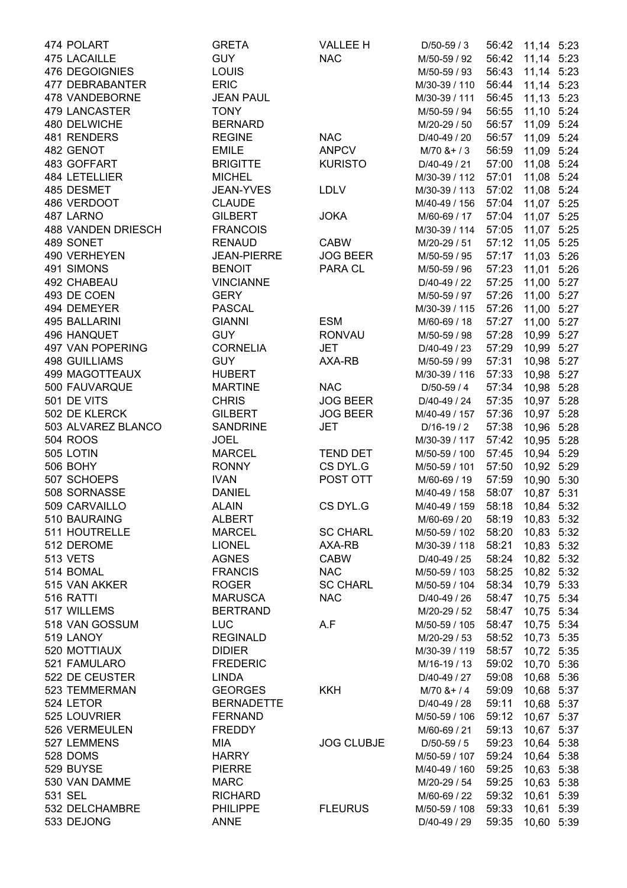| | | | | | | | |
|---|---|---|---|---|---|---|---|
| 474 | POLART | GRETA | VALLEE H | D/50-59 / 3 | 56:42 | 11,14 | 5:23 |
| 475 | LACAILLE | GUY | NAC | M/50-59 / 92 | 56:42 | 11,14 | 5:23 |
| 476 | DEGOIGNIES | LOUIS | | M/50-59 / 93 | 56:43 | 11,14 | 5:23 |
| 477 | DEBRABANTER | ERIC | | M/30-39 / 110 | 56:44 | 11,14 | 5:23 |
| 478 | VANDEBORNE | JEAN PAUL | | M/30-39 / 111 | 56:45 | 11,13 | 5:23 |
| 479 | LANCASTER | TONY | | M/50-59 / 94 | 56:55 | 11,10 | 5:24 |
| 480 | DELWICHE | BERNARD | | M/20-29 / 50 | 56:57 | 11,09 | 5:24 |
| 481 | RENDERS | REGINE | NAC | D/40-49 / 20 | 56:57 | 11,09 | 5:24 |
| 482 | GENOT | EMILE | ANPCV | M/70 &+ / 3 | 56:59 | 11,09 | 5:24 |
| 483 | GOFFART | BRIGITTE | KURISTO | D/40-49 / 21 | 57:00 | 11,08 | 5:24 |
| 484 | LETELLIER | MICHEL | | M/30-39 / 112 | 57:01 | 11,08 | 5:24 |
| 485 | DESMET | JEAN-YVES | LDLV | M/30-39 / 113 | 57:02 | 11,08 | 5:24 |
| 486 | VERDOOT | CLAUDE | | M/40-49 / 156 | 57:04 | 11,07 | 5:25 |
| 487 | LARNO | GILBERT | JOKA | M/60-69 / 17 | 57:04 | 11,07 | 5:25 |
| 488 | VANDEN DRIESCH | FRANCOIS | | M/30-39 / 114 | 57:05 | 11,07 | 5:25 |
| 489 | SONET | RENAUD | CABW | M/20-29 / 51 | 57:12 | 11,05 | 5:25 |
| 490 | VERHEYEN | JEAN-PIERRE | JOG BEER | M/50-59 / 95 | 57:17 | 11,03 | 5:26 |
| 491 | SIMONS | BENOIT | PARA CL | M/50-59 / 96 | 57:23 | 11,01 | 5:26 |
| 492 | CHABEAU | VINCIANNE | | D/40-49 / 22 | 57:25 | 11,00 | 5:27 |
| 493 | DE COEN | GERY | | M/50-59 / 97 | 57:26 | 11,00 | 5:27 |
| 494 | DEMEYER | PASCAL | | M/30-39 / 115 | 57:26 | 11,00 | 5:27 |
| 495 | BALLARINI | GIANNI | ESM | M/60-69 / 18 | 57:27 | 11,00 | 5:27 |
| 496 | HANQUET | GUY | RONVAU | M/50-59 / 98 | 57:28 | 10,99 | 5:27 |
| 497 | VAN POPERING | CORNELIA | JET | D/40-49 / 23 | 57:29 | 10,99 | 5:27 |
| 498 | GUILLIAMS | GUY | AXA-RB | M/50-59 / 99 | 57:31 | 10,98 | 5:27 |
| 499 | MAGOTTEAUX | HUBERT | | M/30-39 / 116 | 57:33 | 10,98 | 5:27 |
| 500 | FAUVARQUE | MARTINE | NAC | D/50-59 / 4 | 57:34 | 10,98 | 5:28 |
| 501 | DE VITS | CHRIS | JOG BEER | D/40-49 / 24 | 57:35 | 10,97 | 5:28 |
| 502 | DE KLERCK | GILBERT | JOG BEER | M/40-49 / 157 | 57:36 | 10,97 | 5:28 |
| 503 | ALVAREZ BLANCO | SANDRINE | JET | D/16-19 / 2 | 57:38 | 10,96 | 5:28 |
| 504 | ROOS | JOEL | | M/30-39 / 117 | 57:42 | 10,95 | 5:28 |
| 505 | LOTIN | MARCEL | TEND DET | M/50-59 / 100 | 57:45 | 10,94 | 5:29 |
| 506 | BOHY | RONNY | CS DYL.G | M/50-59 / 101 | 57:50 | 10,92 | 5:29 |
| 507 | SCHOEPS | IVAN | POST OTT | M/60-69 / 19 | 57:59 | 10,90 | 5:30 |
| 508 | SORNASSE | DANIEL | | M/40-49 / 158 | 58:07 | 10,87 | 5:31 |
| 509 | CARVAILLO | ALAIN | CS DYL.G | M/40-49 / 159 | 58:18 | 10,84 | 5:32 |
| 510 | BAURAING | ALBERT | | M/60-69 / 20 | 58:19 | 10,83 | 5:32 |
| 511 | HOUTRELLE | MARCEL | SC CHARL | M/50-59 / 102 | 58:20 | 10,83 | 5:32 |
| 512 | DEROME | LIONEL | AXA-RB | M/30-39 / 118 | 58:21 | 10,83 | 5:32 |
| 513 | VETS | AGNES | CABW | D/40-49 / 25 | 58:24 | 10,82 | 5:32 |
| 514 | BOMAL | FRANCIS | NAC | M/50-59 / 103 | 58:25 | 10,82 | 5:32 |
| 515 | VAN AKKER | ROGER | SC CHARL | M/50-59 / 104 | 58:34 | 10,79 | 5:33 |
| 516 | RATTI | MARUSCA | NAC | D/40-49 / 26 | 58:47 | 10,75 | 5:34 |
| 517 | WILLEMS | BERTRAND | | M/20-29 / 52 | 58:47 | 10,75 | 5:34 |
| 518 | VAN GOSSUM | LUC | A.F | M/50-59 / 105 | 58:47 | 10,75 | 5:34 |
| 519 | LANOY | REGINALD | | M/20-29 / 53 | 58:52 | 10,73 | 5:35 |
| 520 | MOTTIAUX | DIDIER | | M/30-39 / 119 | 58:57 | 10,72 | 5:35 |
| 521 | FAMULARO | FREDERIC | | M/16-19 / 13 | 59:02 | 10,70 | 5:36 |
| 522 | DE CEUSTER | LINDA | | D/40-49 / 27 | 59:08 | 10,68 | 5:36 |
| 523 | TEMMERMAN | GEORGES | KKH | M/70 &+ / 4 | 59:09 | 10,68 | 5:37 |
| 524 | LETOR | BERNADETTE | | D/40-49 / 28 | 59:11 | 10,68 | 5:37 |
| 525 | LOUVRIER | FERNAND | | M/50-59 / 106 | 59:12 | 10,67 | 5:37 |
| 526 | VERMEULEN | FREDDY | | M/60-69 / 21 | 59:13 | 10,67 | 5:37 |
| 527 | LEMMENS | MIA | JOG CLUBJE | D/50-59 / 5 | 59:23 | 10,64 | 5:38 |
| 528 | DOMS | HARRY | | M/50-59 / 107 | 59:24 | 10,64 | 5:38 |
| 529 | BUYSE | PIERRE | | M/40-49 / 160 | 59:25 | 10,63 | 5:38 |
| 530 | VAN DAMME | MARC | | M/20-29 / 54 | 59:25 | 10,63 | 5:38 |
| 531 | SEL | RICHARD | | M/60-69 / 22 | 59:32 | 10,61 | 5:39 |
| 532 | DELCHAMBRE | PHILIPPE | FLEURUS | M/50-59 / 108 | 59:33 | 10,61 | 5:39 |
| 533 | DEJONG | ANNE | | D/40-49 / 29 | 59:35 | 10,60 | 5:39 |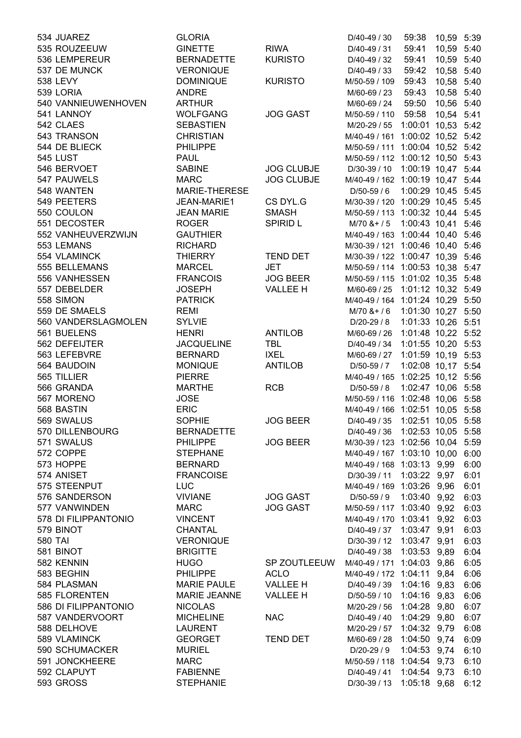| | | | | | | | |
|---|---|---|---|---|---|---|---|
| 534 | JUAREZ | GLORIA | | D/40-49 / 30 | 59:38 | 10,59 | 5:39 |
| 535 | ROUZEEUW | GINETTE | RIWA | D/40-49 / 31 | 59:41 | 10,59 | 5:40 |
| 536 | LEMPEREUR | BERNADETTE | KURISTO | D/40-49 / 32 | 59:41 | 10,59 | 5:40 |
| 537 | DE MUNCK | VERONIQUE | | D/40-49 / 33 | 59:42 | 10,58 | 5:40 |
| 538 | LEVY | DOMINIQUE | KURISTO | M/50-59 / 109 | 59:43 | 10,58 | 5:40 |
| 539 | LORIA | ANDRE | | M/60-69 / 23 | 59:43 | 10,58 | 5:40 |
| 540 | VANNIEUWENHOVEN | ARTHUR | | M/60-69 / 24 | 59:50 | 10,56 | 5:40 |
| 541 | LANNOY | WOLFGANG | JOG GAST | M/50-59 / 110 | 59:58 | 10,54 | 5:41 |
| 542 | CLAES | SEBASTIEN | | M/20-29 / 55 | 1:00:01 | 10,53 | 5:42 |
| 543 | TRANSON | CHRISTIAN | | M/40-49 / 161 | 1:00:02 | 10,52 | 5:42 |
| 544 | DE BLIECK | PHILIPPE | | M/50-59 / 111 | 1:00:04 | 10,52 | 5:42 |
| 545 | LUST | PAUL | | M/50-59 / 112 | 1:00:12 | 10,50 | 5:43 |
| 546 | BERVOET | SABINE | JOG CLUBJE | D/30-39 / 10 | 1:00:19 | 10,47 | 5:44 |
| 547 | PAUWELS | MARC | JOG CLUBJE | M/40-49 / 162 | 1:00:19 | 10,47 | 5:44 |
| 548 | WANTEN | MARIE-THERESE | | D/50-59 / 6 | 1:00:29 | 10,45 | 5:45 |
| 549 | PEETERS | JEAN-MARIE1 | CS DYL.G | M/30-39 / 120 | 1:00:29 | 10,45 | 5:45 |
| 550 | COULON | JEAN MARIE | SMASH | M/50-59 / 113 | 1:00:32 | 10,44 | 5:45 |
| 551 | DECOSTER | ROGER | SPIRID L | M/70 &+ / 5 | 1:00:43 | 10,41 | 5:46 |
| 552 | VANHEUVERZWIJN | GAUTHIER | | M/40-49 / 163 | 1:00:44 | 10,40 | 5:46 |
| 553 | LEMANS | RICHARD | | M/30-39 / 121 | 1:00:46 | 10,40 | 5:46 |
| 554 | VLAMINCK | THIERRY | TEND DET | M/30-39 / 122 | 1:00:47 | 10,39 | 5:46 |
| 555 | BELLEMANS | MARCEL | JET | M/50-59 / 114 | 1:00:53 | 10,38 | 5:47 |
| 556 | VANHESSEN | FRANCOIS | JOG BEER | M/50-59 / 115 | 1:01:02 | 10,35 | 5:48 |
| 557 | DEBELDER | JOSEPH | VALLEE H | M/60-69 / 25 | 1:01:12 | 10,32 | 5:49 |
| 558 | SIMON | PATRICK | | M/40-49 / 164 | 1:01:24 | 10,29 | 5:50 |
| 559 | DE SMAELS | REMI | | M/70 &+ / 6 | 1:01:30 | 10,27 | 5:50 |
| 560 | VANDERSLAGMOLEN | SYLVIE | | D/20-29 / 8 | 1:01:33 | 10,26 | 5:51 |
| 561 | BUELENS | HENRI | ANTILOB | M/60-69 / 26 | 1:01:48 | 10,22 | 5:52 |
| 562 | DEFEIJTER | JACQUELINE | TBL | D/40-49 / 34 | 1:01:55 | 10,20 | 5:53 |
| 563 | LEFEBVRE | BERNARD | IXEL | M/60-69 / 27 | 1:01:59 | 10,19 | 5:53 |
| 564 | BAUDOIN | MONIQUE | ANTILOB | D/50-59 / 7 | 1:02:08 | 10,17 | 5:54 |
| 565 | TILLIER | PIERRE | | M/40-49 / 165 | 1:02:25 | 10,12 | 5:56 |
| 566 | GRANDA | MARTHE | RCB | D/50-59 / 8 | 1:02:47 | 10,06 | 5:58 |
| 567 | MORENO | JOSE | | M/50-59 / 116 | 1:02:48 | 10,06 | 5:58 |
| 568 | BASTIN | ERIC | | M/40-49 / 166 | 1:02:51 | 10,05 | 5:58 |
| 569 | SWALUS | SOPHIE | JOG BEER | D/40-49 / 35 | 1:02:51 | 10,05 | 5:58 |
| 570 | DILLENBOURG | BERNADETTE | | D/40-49 / 36 | 1:02:53 | 10,05 | 5:58 |
| 571 | SWALUS | PHILIPPE | JOG BEER | M/30-39 / 123 | 1:02:56 | 10,04 | 5:59 |
| 572 | COPPE | STEPHANE | | M/40-49 / 167 | 1:03:10 | 10,00 | 6:00 |
| 573 | HOPPE | BERNARD | | M/40-49 / 168 | 1:03:13 | 9,99 | 6:00 |
| 574 | ANISET | FRANCOISE | | D/30-39 / 11 | 1:03:22 | 9,97 | 6:01 |
| 575 | STEENPUT | LUC | | M/40-49 / 169 | 1:03:26 | 9,96 | 6:01 |
| 576 | SANDERSON | VIVIANE | JOG GAST | D/50-59 / 9 | 1:03:40 | 9,92 | 6:03 |
| 577 | VANWINDEN | MARC | JOG GAST | M/50-59 / 117 | 1:03:40 | 9,92 | 6:03 |
| 578 | DI FILIPPANTONIO | VINCENT | | M/40-49 / 170 | 1:03:41 | 9,92 | 6:03 |
| 579 | BINOT | CHANTAL | | D/40-49 / 37 | 1:03:47 | 9,91 | 6:03 |
| 580 | TAI | VERONIQUE | | D/30-39 / 12 | 1:03:47 | 9,91 | 6:03 |
| 581 | BINOT | BRIGITTE | | D/40-49 / 38 | 1:03:53 | 9,89 | 6:04 |
| 582 | KENNIN | HUGO | SP ZOUTLEEUW | M/40-49 / 171 | 1:04:03 | 9,86 | 6:05 |
| 583 | BEGHIN | PHILIPPE | ACLO | M/40-49 / 172 | 1:04:11 | 9,84 | 6:06 |
| 584 | PLASMAN | MARIE PAULE | VALLEE H | D/40-49 / 39 | 1:04:16 | 9,83 | 6:06 |
| 585 | FLORENTEN | MARIE JEANNE | VALLEE H | D/50-59 / 10 | 1:04:16 | 9,83 | 6:06 |
| 586 | DI FILIPPANTONIO | NICOLAS | | M/20-29 / 56 | 1:04:28 | 9,80 | 6:07 |
| 587 | VANDERVOORT | MICHELINE | NAC | D/40-49 / 40 | 1:04:29 | 9,80 | 6:07 |
| 588 | DELHOVE | LAURENT | | M/20-29 / 57 | 1:04:32 | 9,79 | 6:08 |
| 589 | VLAMINCK | GEORGET | TEND DET | M/60-69 / 28 | 1:04:50 | 9,74 | 6:09 |
| 590 | SCHUMACKER | MURIEL | | D/20-29 / 9 | 1:04:53 | 9,74 | 6:10 |
| 591 | JONCKHEERE | MARC | | M/50-59 / 118 | 1:04:54 | 9,73 | 6:10 |
| 592 | CLAPUYT | FABIENNE | | D/40-49 / 41 | 1:04:54 | 9,73 | 6:10 |
| 593 | GROSS | STEPHANIE | | D/30-39 / 13 | 1:05:18 | 9,68 | 6:12 |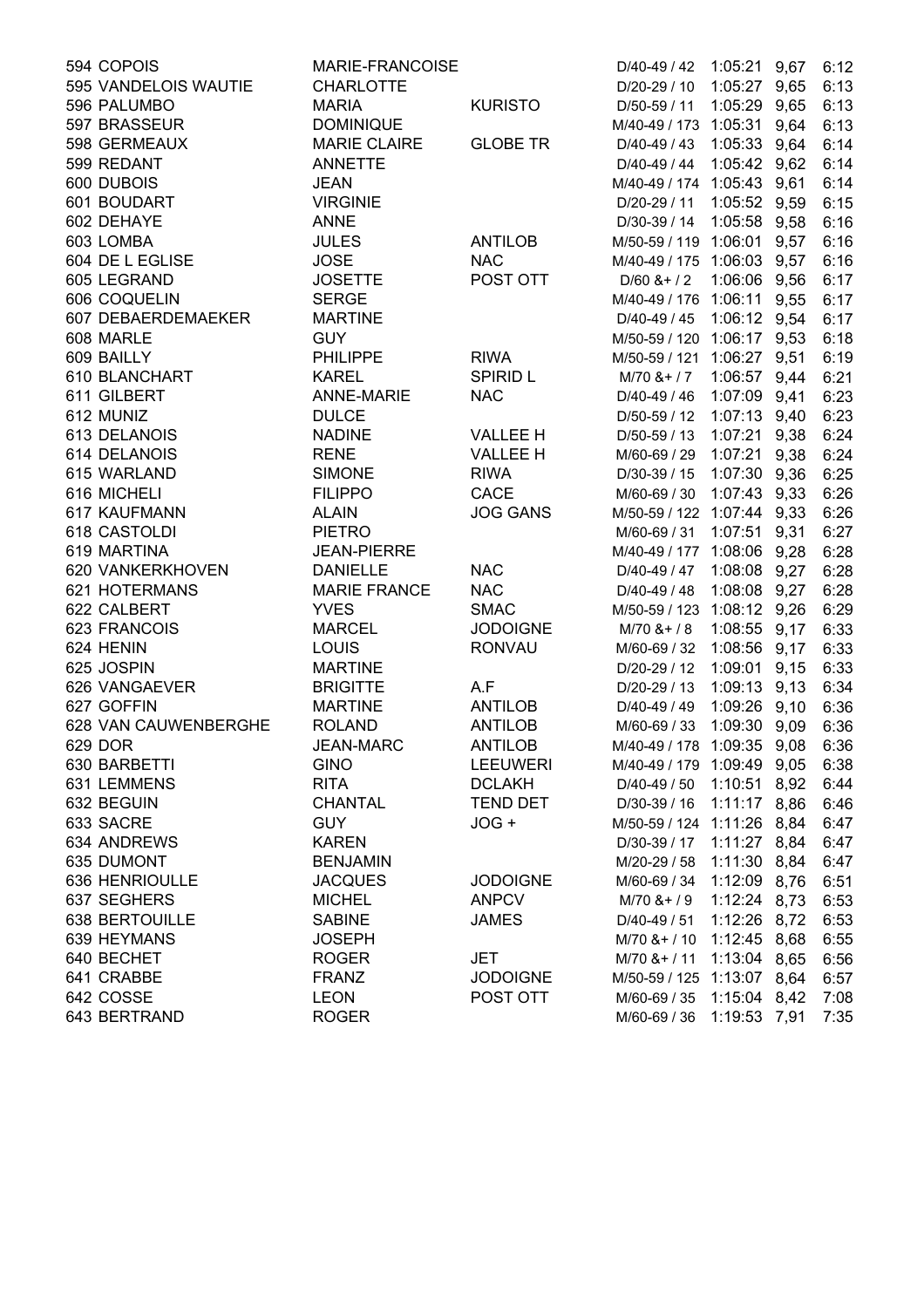| | | | | | | | |
|---|---|---|---|---|---|---|---|
| 594 | COPOIS | MARIE-FRANCOISE | | D/40-49 / 42 | 1:05:21 | 9,67 | 6:12 |
| 595 | VANDELOIS WAUTIE | CHARLOTTE | | D/20-29 / 10 | 1:05:27 | 9,65 | 6:13 |
| 596 | PALUMBO | MARIA | KURISTO | D/50-59 / 11 | 1:05:29 | 9,65 | 6:13 |
| 597 | BRASSEUR | DOMINIQUE | | M/40-49 / 173 | 1:05:31 | 9,64 | 6:13 |
| 598 | GERMEAUX | MARIE CLAIRE | GLOBE TR | D/40-49 / 43 | 1:05:33 | 9,64 | 6:14 |
| 599 | REDANT | ANNETTE | | D/40-49 / 44 | 1:05:42 | 9,62 | 6:14 |
| 600 | DUBOIS | JEAN | | M/40-49 / 174 | 1:05:43 | 9,61 | 6:14 |
| 601 | BOUDART | VIRGINIE | | D/20-29 / 11 | 1:05:52 | 9,59 | 6:15 |
| 602 | DEHAYE | ANNE | | D/30-39 / 14 | 1:05:58 | 9,58 | 6:16 |
| 603 | LOMBA | JULES | ANTILOB | M/50-59 / 119 | 1:06:01 | 9,57 | 6:16 |
| 604 | DE L EGLISE | JOSE | NAC | M/40-49 / 175 | 1:06:03 | 9,57 | 6:16 |
| 605 | LEGRAND | JOSETTE | POST OTT | D/60 &+ / 2 | 1:06:06 | 9,56 | 6:17 |
| 606 | COQUELIN | SERGE | | M/40-49 / 176 | 1:06:11 | 9,55 | 6:17 |
| 607 | DEBAERDEMAEKER | MARTINE | | D/40-49 / 45 | 1:06:12 | 9,54 | 6:17 |
| 608 | MARLE | GUY | | M/50-59 / 120 | 1:06:17 | 9,53 | 6:18 |
| 609 | BAILLY | PHILIPPE | RIWA | M/50-59 / 121 | 1:06:27 | 9,51 | 6:19 |
| 610 | BLANCHART | KAREL | SPIRID L | M/70 &+ / 7 | 1:06:57 | 9,44 | 6:21 |
| 611 | GILBERT | ANNE-MARIE | NAC | D/40-49 / 46 | 1:07:09 | 9,41 | 6:23 |
| 612 | MUNIZ | DULCE | | D/50-59 / 12 | 1:07:13 | 9,40 | 6:23 |
| 613 | DELANOIS | NADINE | VALLEE H | D/50-59 / 13 | 1:07:21 | 9,38 | 6:24 |
| 614 | DELANOIS | RENE | VALLEE H | M/60-69 / 29 | 1:07:21 | 9,38 | 6:24 |
| 615 | WARLAND | SIMONE | RIWA | D/30-39 / 15 | 1:07:30 | 9,36 | 6:25 |
| 616 | MICHELI | FILIPPO | CACE | M/60-69 / 30 | 1:07:43 | 9,33 | 6:26 |
| 617 | KAUFMANN | ALAIN | JOG GANS | M/50-59 / 122 | 1:07:44 | 9,33 | 6:26 |
| 618 | CASTOLDI | PIETRO | | M/60-69 / 31 | 1:07:51 | 9,31 | 6:27 |
| 619 | MARTINA | JEAN-PIERRE | | M/40-49 / 177 | 1:08:06 | 9,28 | 6:28 |
| 620 | VANKERKHOVEN | DANIELLE | NAC | D/40-49 / 47 | 1:08:08 | 9,27 | 6:28 |
| 621 | HOTERMANS | MARIE FRANCE | NAC | D/40-49 / 48 | 1:08:08 | 9,27 | 6:28 |
| 622 | CALBERT | YVES | SMAC | M/50-59 / 123 | 1:08:12 | 9,26 | 6:29 |
| 623 | FRANCOIS | MARCEL | JODOIGNE | M/70 &+ / 8 | 1:08:55 | 9,17 | 6:33 |
| 624 | HENIN | LOUIS | RONVAU | M/60-69 / 32 | 1:08:56 | 9,17 | 6:33 |
| 625 | JOSPIN | MARTINE | | D/20-29 / 12 | 1:09:01 | 9,15 | 6:33 |
| 626 | VANGAEVER | BRIGITTE | A.F | D/20-29 / 13 | 1:09:13 | 9,13 | 6:34 |
| 627 | GOFFIN | MARTINE | ANTILOB | D/40-49 / 49 | 1:09:26 | 9,10 | 6:36 |
| 628 | VAN CAUWENBERGHE | ROLAND | ANTILOB | M/60-69 / 33 | 1:09:30 | 9,09 | 6:36 |
| 629 | DOR | JEAN-MARC | ANTILOB | M/40-49 / 178 | 1:09:35 | 9,08 | 6:36 |
| 630 | BARBETTI | GINO | LEEUWERI | M/40-49 / 179 | 1:09:49 | 9,05 | 6:38 |
| 631 | LEMMENS | RITA | DCLAKH | D/40-49 / 50 | 1:10:51 | 8,92 | 6:44 |
| 632 | BEGUIN | CHANTAL | TEND DET | D/30-39 / 16 | 1:11:17 | 8,86 | 6:46 |
| 633 | SACRE | GUY | JOG + | M/50-59 / 124 | 1:11:26 | 8,84 | 6:47 |
| 634 | ANDREWS | KAREN | | D/30-39 / 17 | 1:11:27 | 8,84 | 6:47 |
| 635 | DUMONT | BENJAMIN | | M/20-29 / 58 | 1:11:30 | 8,84 | 6:47 |
| 636 | HENRIOULLE | JACQUES | JODOIGNE | M/60-69 / 34 | 1:12:09 | 8,76 | 6:51 |
| 637 | SEGHERS | MICHEL | ANPCV | M/70 &+ / 9 | 1:12:24 | 8,73 | 6:53 |
| 638 | BERTOUILLE | SABINE | JAMES | D/40-49 / 51 | 1:12:26 | 8,72 | 6:53 |
| 639 | HEYMANS | JOSEPH | | M/70 &+ / 10 | 1:12:45 | 8,68 | 6:55 |
| 640 | BECHET | ROGER | JET | M/70 &+ / 11 | 1:13:04 | 8,65 | 6:56 |
| 641 | CRABBE | FRANZ | JODOIGNE | M/50-59 / 125 | 1:13:07 | 8,64 | 6:57 |
| 642 | COSSE | LEON | POST OTT | M/60-69 / 35 | 1:15:04 | 8,42 | 7:08 |
| 643 | BERTRAND | ROGER | | M/60-69 / 36 | 1:19:53 | 7,91 | 7:35 |